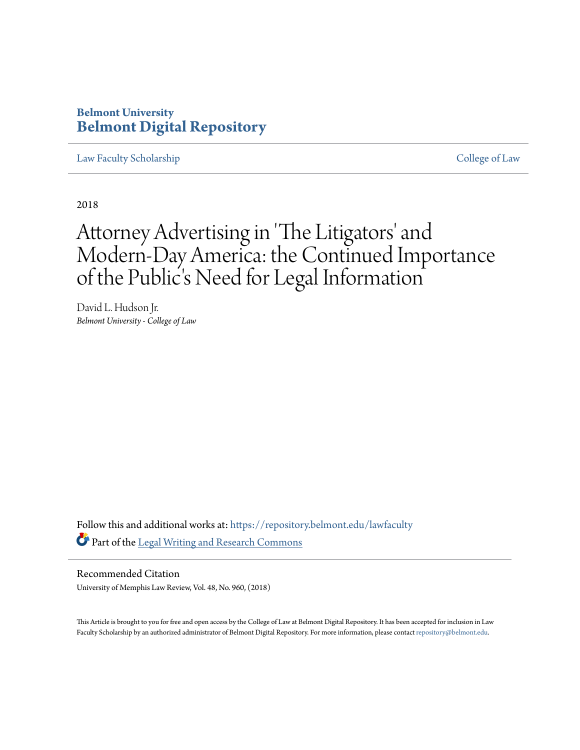Belmont University

# Belmont Digital Repository

Law Faculty Scholarship | College of Law

2018

# Attorney Advertising in 'The Litigators' and Modern-Day America: the Continued Importance of the Public's Need for Legal Information

David L. Hudson Jr.
*Belmont University - College of Law*

Follow this and additional works at: https://repository.belmont.edu/lawfaculty

Part of the Legal Writing and Research Commons

Recommended Citation
University of Memphis Law Review, Vol. 48, No. 960, (2018)

This Article is brought to you for free and open access by the College of Law at Belmont Digital Repository. It has been accepted for inclusion in Law Faculty Scholarship by an authorized administrator of Belmont Digital Repository. For more information, please contact repository@belmont.edu.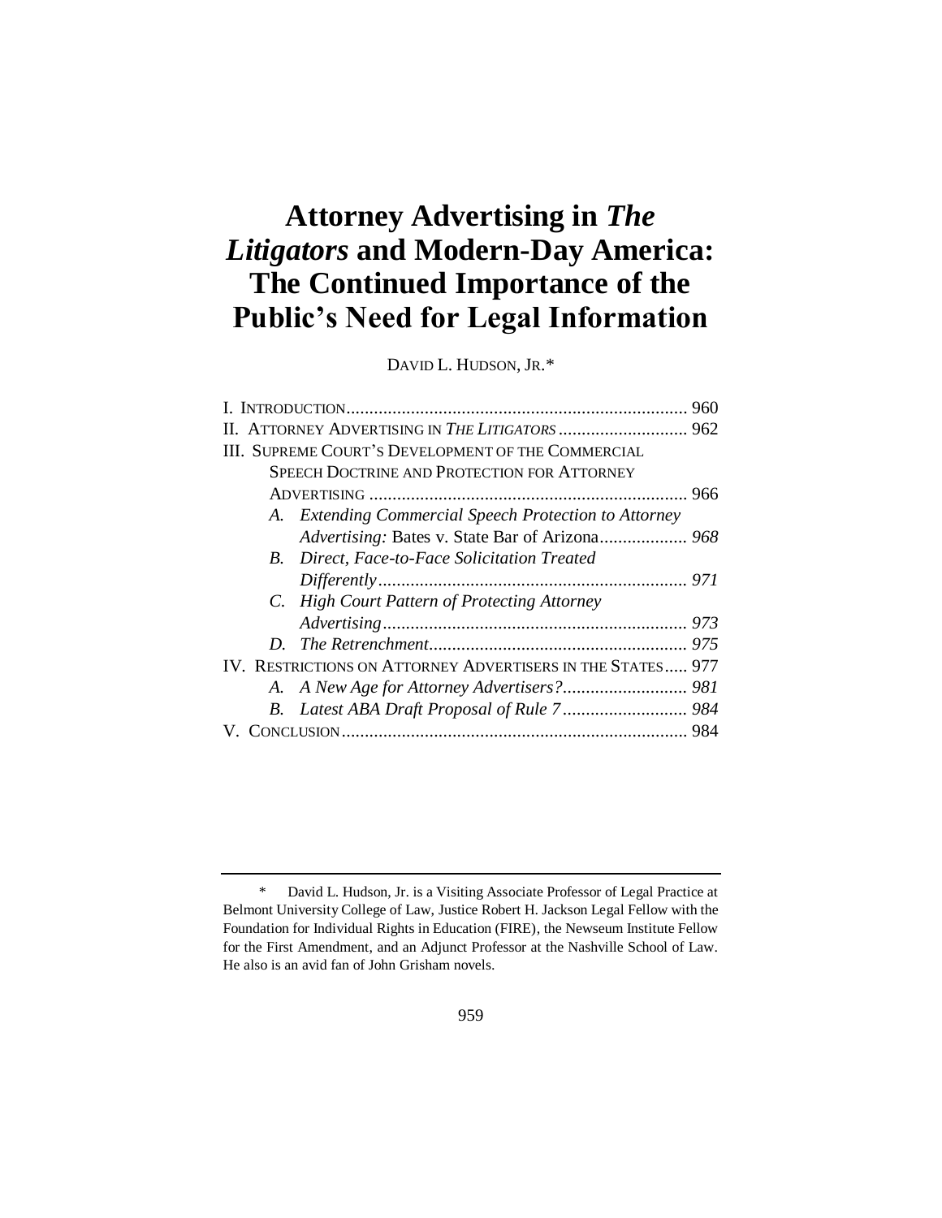# Attorney Advertising in *The Litigators* and Modern-Day America: The Continued Importance of the Public's Need for Legal Information

DAVID L. HUDSON, JR.*

I. INTRODUCTION .......... 960

II. ATTORNEY ADVERTISING IN *THE LITIGATORS* .......... 962

III. SUPREME COURT'S DEVELOPMENT OF THE COMMERCIAL SPEECH DOCTRINE AND PROTECTION FOR ATTORNEY ADVERTISING .......... 966

- A. *Extending Commercial Speech Protection to Attorney Advertising:* Bates v. State Bar of Arizona .......... *968*
- B. *Direct, Face-to-Face Solicitation Treated Differently* .......... *971*
- C. *High Court Pattern of Protecting Attorney Advertising* .......... *973*
- D. *The Retrenchment* .......... *975*

IV. RESTRICTIONS ON ATTORNEY ADVERTISERS IN THE STATES .......... 977

- A. *A New Age for Attorney Advertisers?* .......... *981*
- B. *Latest ABA Draft Proposal of Rule 7* .......... *984*

V. CONCLUSION .......... 984

---

\* David L. Hudson, Jr. is a Visiting Associate Professor of Legal Practice at Belmont University College of Law, Justice Robert H. Jackson Legal Fellow with the Foundation for Individual Rights in Education (FIRE), the Newseum Institute Fellow for the First Amendment, and an Adjunct Professor at the Nashville School of Law. He also is an avid fan of John Grisham novels.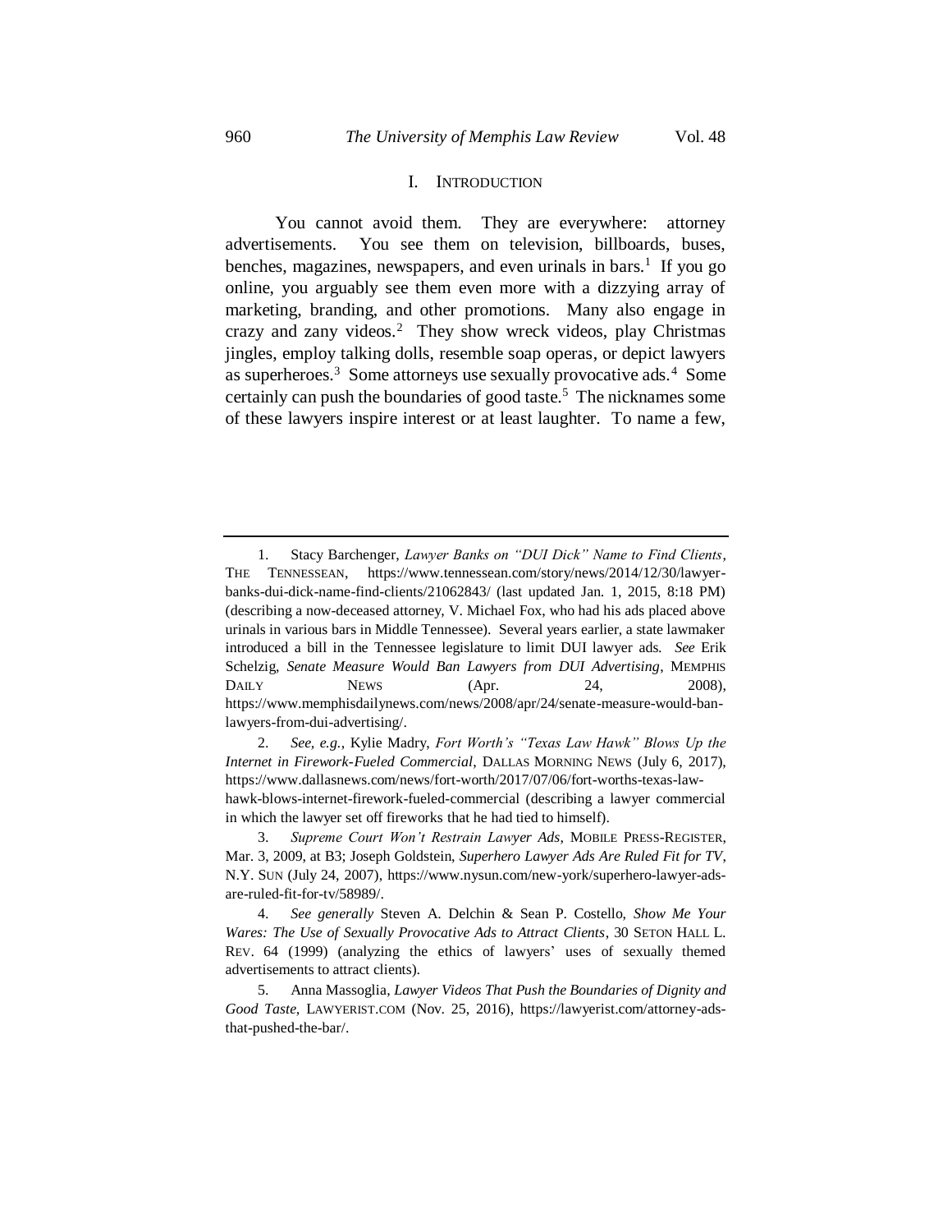## I. INTRODUCTION

You cannot avoid them. They are everywhere: attorney advertisements. You see them on television, billboards, buses, benches, magazines, newspapers, and even urinals in bars.[1] If you go online, you arguably see them even more with a dizzying array of marketing, branding, and other promotions. Many also engage in crazy and zany videos.[2] They show wreck videos, play Christmas jingles, employ talking dolls, resemble soap operas, or depict lawyers as superheroes.[3] Some attorneys use sexually provocative ads.[4] Some certainly can push the boundaries of good taste.[5] The nicknames some of these lawyers inspire interest or at least laughter. To name a few,

---

1. Stacy Barchenger, *Lawyer Banks on "DUI Dick" Name to Find Clients*, THE TENNESSEAN, https://www.tennessean.com/story/news/2014/12/30/lawyer-banks-dui-dick-name-find-clients/21062843/ (last updated Jan. 1, 2015, 8:18 PM) (describing a now-deceased attorney, V. Michael Fox, who had his ads placed above urinals in various bars in Middle Tennessee). Several years earlier, a state lawmaker introduced a bill in the Tennessee legislature to limit DUI lawyer ads. *See* Erik Schelzig, *Senate Measure Would Ban Lawyers from DUI Advertising*, MEMPHIS DAILY NEWS (Apr. 24, 2008), https://www.memphisdailynews.com/news/2008/apr/24/senate-measure-would-ban-lawyers-from-dui-advertising/.

2. *See, e.g.*, Kylie Madry, *Fort Worth's "Texas Law Hawk" Blows Up the Internet in Firework-Fueled Commercial*, DALLAS MORNING NEWS (July 6, 2017), https://www.dallasnews.com/news/fort-worth/2017/07/06/fort-worths-texas-law-hawk-blows-internet-firework-fueled-commercial (describing a lawyer commercial in which the lawyer set off fireworks that he had tied to himself).

3. *Supreme Court Won't Restrain Lawyer Ads*, MOBILE PRESS-REGISTER, Mar. 3, 2009, at B3; Joseph Goldstein, *Superhero Lawyer Ads Are Ruled Fit for TV*, N.Y. SUN (July 24, 2007), https://www.nysun.com/new-york/superhero-lawyer-ads-are-ruled-fit-for-tv/58989/.

4. *See generally* Steven A. Delchin & Sean P. Costello, *Show Me Your Wares: The Use of Sexually Provocative Ads to Attract Clients*, 30 SETON HALL L. REV. 64 (1999) (analyzing the ethics of lawyers' uses of sexually themed advertisements to attract clients).

5. Anna Massoglia, *Lawyer Videos That Push the Boundaries of Dignity and Good Taste*, LAWYERIST.COM (Nov. 25, 2016), https://lawyerist.com/attorney-ads-that-pushed-the-bar/.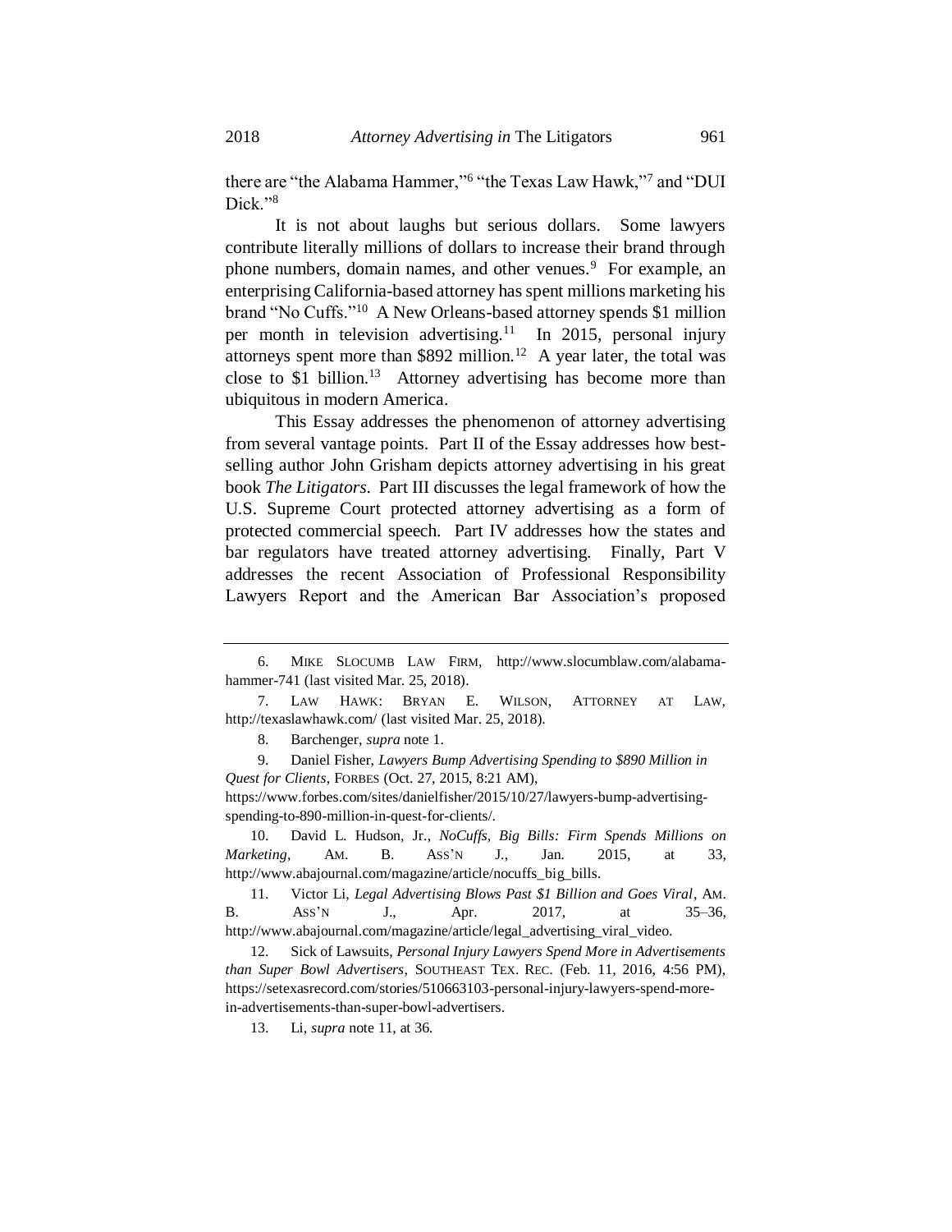there are "the Alabama Hammer,"[6] "the Texas Law Hawk,"[7] and "DUI Dick."[8]

It is not about laughs but serious dollars. Some lawyers contribute literally millions of dollars to increase their brand through phone numbers, domain names, and other venues.[9] For example, an enterprising California-based attorney has spent millions marketing his brand "No Cuffs."[10] A New Orleans-based attorney spends $1 million per month in television advertising.[11] In 2015, personal injury attorneys spent more than $892 million.[12] A year later, the total was close to $1 billion.[13] Attorney advertising has become more than ubiquitous in modern America.

This Essay addresses the phenomenon of attorney advertising from several vantage points. Part II of the Essay addresses how best-selling author John Grisham depicts attorney advertising in his great book *The Litigators*. Part III discusses the legal framework of how the U.S. Supreme Court protected attorney advertising as a form of protected commercial speech. Part IV addresses how the states and bar regulators have treated attorney advertising. Finally, Part V addresses the recent Association of Professional Responsibility Lawyers Report and the American Bar Association's proposed

---

6. MIKE SLOCUMB LAW FIRM, http://www.slocumblaw.com/alabama-hammer-741 (last visited Mar. 25, 2018).

7. LAW HAWK: BRYAN E. WILSON, ATTORNEY AT LAW, http://texaslawhawk.com/ (last visited Mar. 25, 2018).

8. Barchenger, *supra* note 1.

9. Daniel Fisher, *Lawyers Bump Advertising Spending to $890 Million in Quest for Clients*, FORBES (Oct. 27, 2015, 8:21 AM), https://www.forbes.com/sites/danielfisher/2015/10/27/lawyers-bump-advertising-spending-to-890-million-in-quest-for-clients/.

10. David L. Hudson, Jr., *NoCuffs, Big Bills: Firm Spends Millions on Marketing*, AM. B. ASS'N J., Jan. 2015, at 33, http://www.abajournal.com/magazine/article/nocuffs_big_bills.

11. Victor Li, *Legal Advertising Blows Past $1 Billion and Goes Viral*, AM. B. ASS'N J., Apr. 2017, at 35–36, http://www.abajournal.com/magazine/article/legal_advertising_viral_video.

12. Sick of Lawsuits, *Personal Injury Lawyers Spend More in Advertisements than Super Bowl Advertisers*, SOUTHEAST TEX. REC. (Feb. 11, 2016, 4:56 PM), https://setexasrecord.com/stories/510663103-personal-injury-lawyers-spend-more-in-advertisements-than-super-bowl-advertisers.

13. Li, *supra* note 11, at 36.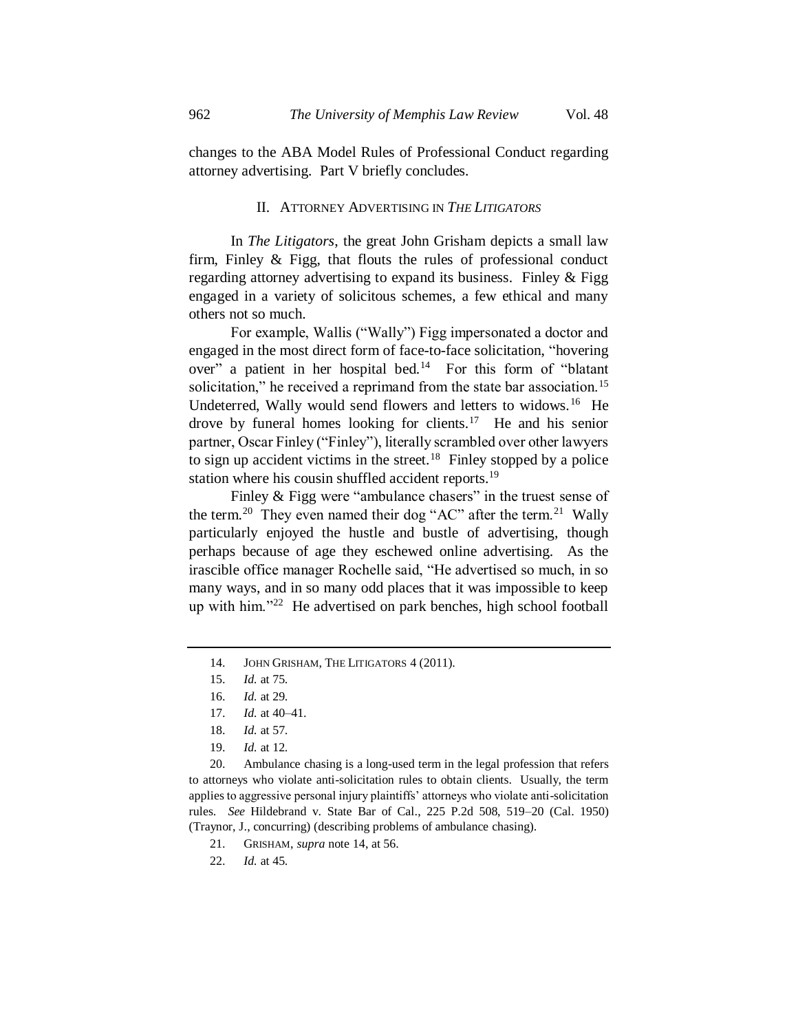changes to the ABA Model Rules of Professional Conduct regarding attorney advertising. Part V briefly concludes.

## II. ATTORNEY ADVERTISING IN *THE LITIGATORS*

In *The Litigators*, the great John Grisham depicts a small law firm, Finley & Figg, that flouts the rules of professional conduct regarding attorney advertising to expand its business. Finley & Figg engaged in a variety of solicitous schemes, a few ethical and many others not so much.

For example, Wallis ("Wally") Figg impersonated a doctor and engaged in the most direct form of face-to-face solicitation, "hovering over" a patient in her hospital bed.[14] For this form of "blatant solicitation," he received a reprimand from the state bar association.[15] Undeterred, Wally would send flowers and letters to widows.[16] He drove by funeral homes looking for clients.[17] He and his senior partner, Oscar Finley ("Finley"), literally scrambled over other lawyers to sign up accident victims in the street.[18] Finley stopped by a police station where his cousin shuffled accident reports.[19]

Finley & Figg were "ambulance chasers" in the truest sense of the term.[20] They even named their dog "AC" after the term.[21] Wally particularly enjoyed the hustle and bustle of advertising, though perhaps because of age they eschewed online advertising. As the irascible office manager Rochelle said, "He advertised so much, in so many ways, and in so many odd places that it was impossible to keep up with him."[22] He advertised on park benches, high school football

---

14. JOHN GRISHAM, THE LITIGATORS 4 (2011).

15. *Id.* at 75.

16. *Id.* at 29.

17. *Id.* at 40–41.

18. *Id.* at 57.

19. *Id.* at 12.

20. Ambulance chasing is a long-used term in the legal profession that refers to attorneys who violate anti-solicitation rules to obtain clients. Usually, the term applies to aggressive personal injury plaintiffs' attorneys who violate anti-solicitation rules. *See* Hildebrand v. State Bar of Cal., 225 P.2d 508, 519–20 (Cal. 1950) (Traynor, J., concurring) (describing problems of ambulance chasing).

21. GRISHAM, *supra* note 14, at 56.

22. *Id.* at 45.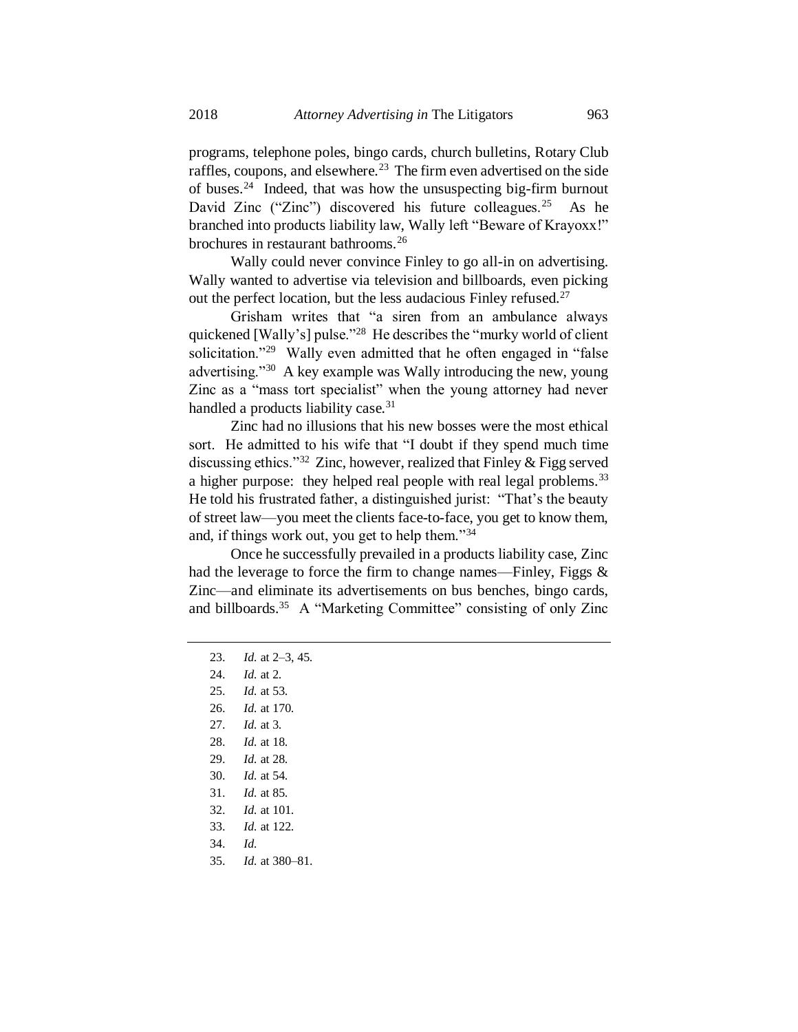programs, telephone poles, bingo cards, church bulletins, Rotary Club raffles, coupons, and elsewhere.[23] The firm even advertised on the side of buses.[24] Indeed, that was how the unsuspecting big-firm burnout David Zinc ("Zinc") discovered his future colleagues.[25] As he branched into products liability law, Wally left "Beware of Krayoxx!" brochures in restaurant bathrooms.[26]

Wally could never convince Finley to go all-in on advertising. Wally wanted to advertise via television and billboards, even picking out the perfect location, but the less audacious Finley refused.[27]

Grisham writes that "a siren from an ambulance always quickened [Wally's] pulse."[28] He describes the "murky world of client solicitation."[29] Wally even admitted that he often engaged in "false advertising."[30] A key example was Wally introducing the new, young Zinc as a "mass tort specialist" when the young attorney had never handled a products liability case.[31]

Zinc had no illusions that his new bosses were the most ethical sort. He admitted to his wife that "I doubt if they spend much time discussing ethics."[32] Zinc, however, realized that Finley & Figg served a higher purpose: they helped real people with real legal problems.[33] He told his frustrated father, a distinguished jurist: "That's the beauty of street law—you meet the clients face-to-face, you get to know them, and, if things work out, you get to help them."[34]

Once he successfully prevailed in a products liability case, Zinc had the leverage to force the firm to change names—Finley, Figgs & Zinc—and eliminate its advertisements on bus benches, bingo cards, and billboards.[35] A "Marketing Committee" consisting of only Zinc

---

23. *Id.* at 2–3, 45.
24. *Id.* at 2.
25. *Id.* at 53.
26. *Id.* at 170.
27. *Id.* at 3.
28. *Id.* at 18.
29. *Id.* at 28.
30. *Id.* at 54.
31. *Id.* at 85.
32. *Id.* at 101.
33. *Id.* at 122.
34. *Id.*
35. *Id.* at 380–81.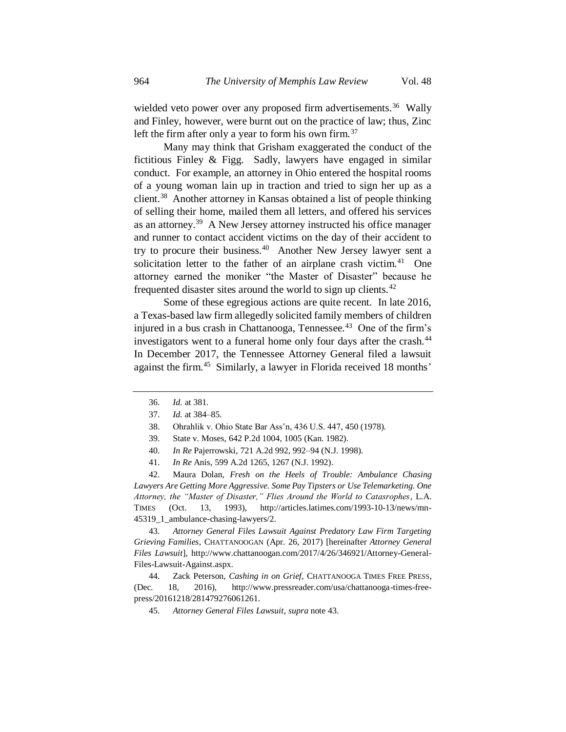wielded veto power over any proposed firm advertisements.[36] Wally and Finley, however, were burnt out on the practice of law; thus, Zinc left the firm after only a year to form his own firm.[37]

Many may think that Grisham exaggerated the conduct of the fictitious Finley & Figg. Sadly, lawyers have engaged in similar conduct. For example, an attorney in Ohio entered the hospital rooms of a young woman lain up in traction and tried to sign her up as a client.[38] Another attorney in Kansas obtained a list of people thinking of selling their home, mailed them all letters, and offered his services as an attorney.[39] A New Jersey attorney instructed his office manager and runner to contact accident victims on the day of their accident to try to procure their business.[40] Another New Jersey lawyer sent a solicitation letter to the father of an airplane crash victim.[41] One attorney earned the moniker "the Master of Disaster" because he frequented disaster sites around the world to sign up clients.[42]

Some of these egregious actions are quite recent. In late 2016, a Texas-based law firm allegedly solicited family members of children injured in a bus crash in Chattanooga, Tennessee.[43] One of the firm's investigators went to a funeral home only four days after the crash.[44] In December 2017, the Tennessee Attorney General filed a lawsuit against the firm.[45] Similarly, a lawyer in Florida received 18 months'

---

36. *Id.* at 381.

37. *Id.* at 384–85.

38. Ohrahlik v. Ohio State Bar Ass'n, 436 U.S. 447, 450 (1978).

39. State v. Moses, 642 P.2d 1004, 1005 (Kan. 1982).

40. *In Re* Pajerrowski, 721 A.2d 992, 992–94 (N.J. 1998).

41. *In Re* Anis, 599 A.2d 1265, 1267 (N.J. 1992).

42. Maura Dolan, *Fresh on the Heels of Trouble: Ambulance Chasing Lawyers Are Getting More Aggressive. Some Pay Tipsters or Use Telemarketing. One Attorney, the "Master of Disaster," Flies Around the World to Catasrophes*, L.A. TIMES (Oct. 13, 1993), http://articles.latimes.com/1993-10-13/news/mn-45319_1_ambulance-chasing-lawyers/2.

43. *Attorney General Files Lawsuit Against Predatory Law Firm Targeting Grieving Families*, CHATTANOOGAN (Apr. 26, 2017) [hereinafter *Attorney General Files Lawsuit*], http://www.chattanoogan.com/2017/4/26/346921/Attorney-General-Files-Lawsuit-Against.aspx.

44. Zack Peterson, *Cashing in on Grief*, CHATTANOOGA TIMES FREE PRESS, (Dec. 18, 2016), http://www.pressreader.com/usa/chattanooga-times-free-press/20161218/281479276061261.

45. *Attorney General Files Lawsuit*, *supra* note 43.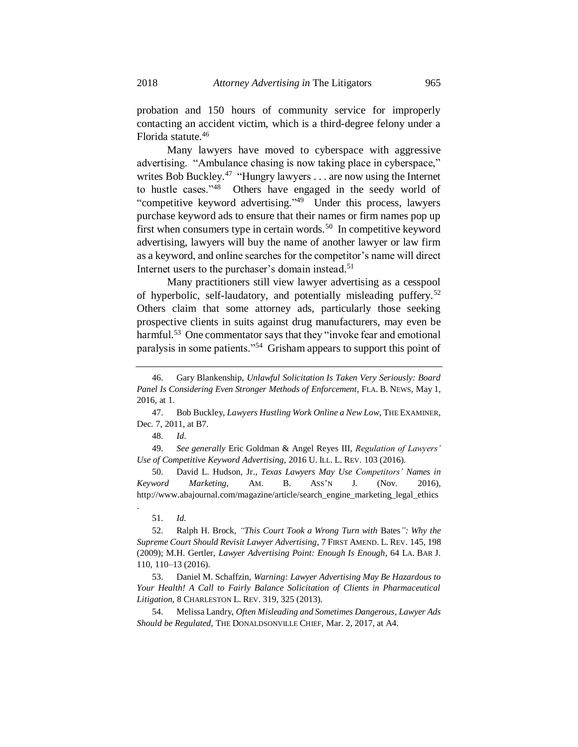probation and 150 hours of community service for improperly contacting an accident victim, which is a third-degree felony under a Florida statute.[46]

Many lawyers have moved to cyberspace with aggressive advertising. "Ambulance chasing is now taking place in cyberspace," writes Bob Buckley.[47] "Hungry lawyers . . . are now using the Internet to hustle cases."[48] Others have engaged in the seedy world of "competitive keyword advertising."[49] Under this process, lawyers purchase keyword ads to ensure that their names or firm names pop up first when consumers type in certain words.[50] In competitive keyword advertising, lawyers will buy the name of another lawyer or law firm as a keyword, and online searches for the competitor's name will direct Internet users to the purchaser's domain instead.[51]

Many practitioners still view lawyer advertising as a cesspool of hyperbolic, self-laudatory, and potentially misleading puffery.[52] Others claim that some attorney ads, particularly those seeking prospective clients in suits against drug manufacturers, may even be harmful.[53] One commentator says that they "invoke fear and emotional paralysis in some patients."[54] Grisham appears to support this point of

---

46. Gary Blankenship, *Unlawful Solicitation Is Taken Very Seriously: Board Panel Is Considering Even Stronger Methods of Enforcement*, FLA. B. NEWS, May 1, 2016, at 1.

47. Bob Buckley, *Lawyers Hustling Work Online a New Low*, THE EXAMINER, Dec. 7, 2011, at B7.

48. *Id.*

49. *See generally* Eric Goldman & Angel Reyes III, *Regulation of Lawyers' Use of Competitive Keyword Advertising*, 2016 U. ILL. L. REV. 103 (2016).

50. David L. Hudson, Jr., *Texas Lawyers May Use Competitors' Names in Keyword Marketing*, AM. B. ASS'N J. (Nov. 2016), http://www.abajournal.com/magazine/article/search_engine_marketing_legal_ethics.

51. *Id.*

52. Ralph H. Brock, *"This Court Took a Wrong Turn with* Bates*": Why the Supreme Court Should Revisit Lawyer Advertising*, 7 FIRST AMEND. L. REV. 145, 198 (2009); M.H. Gertler, *Lawyer Advertising Point: Enough Is Enough*, 64 LA. BAR J. 110, 110–13 (2016).

53. Daniel M. Schaffzin, *Warning: Lawyer Advertising May Be Hazardous to Your Health! A Call to Fairly Balance Solicitation of Clients in Pharmaceutical Litigation*, 8 CHARLESTON L. REV. 319, 325 (2013).

54. Melissa Landry, *Often Misleading and Sometimes Dangerous, Lawyer Ads Should be Regulated*, THE DONALDSONVILLE CHIEF, Mar. 2, 2017, at A4.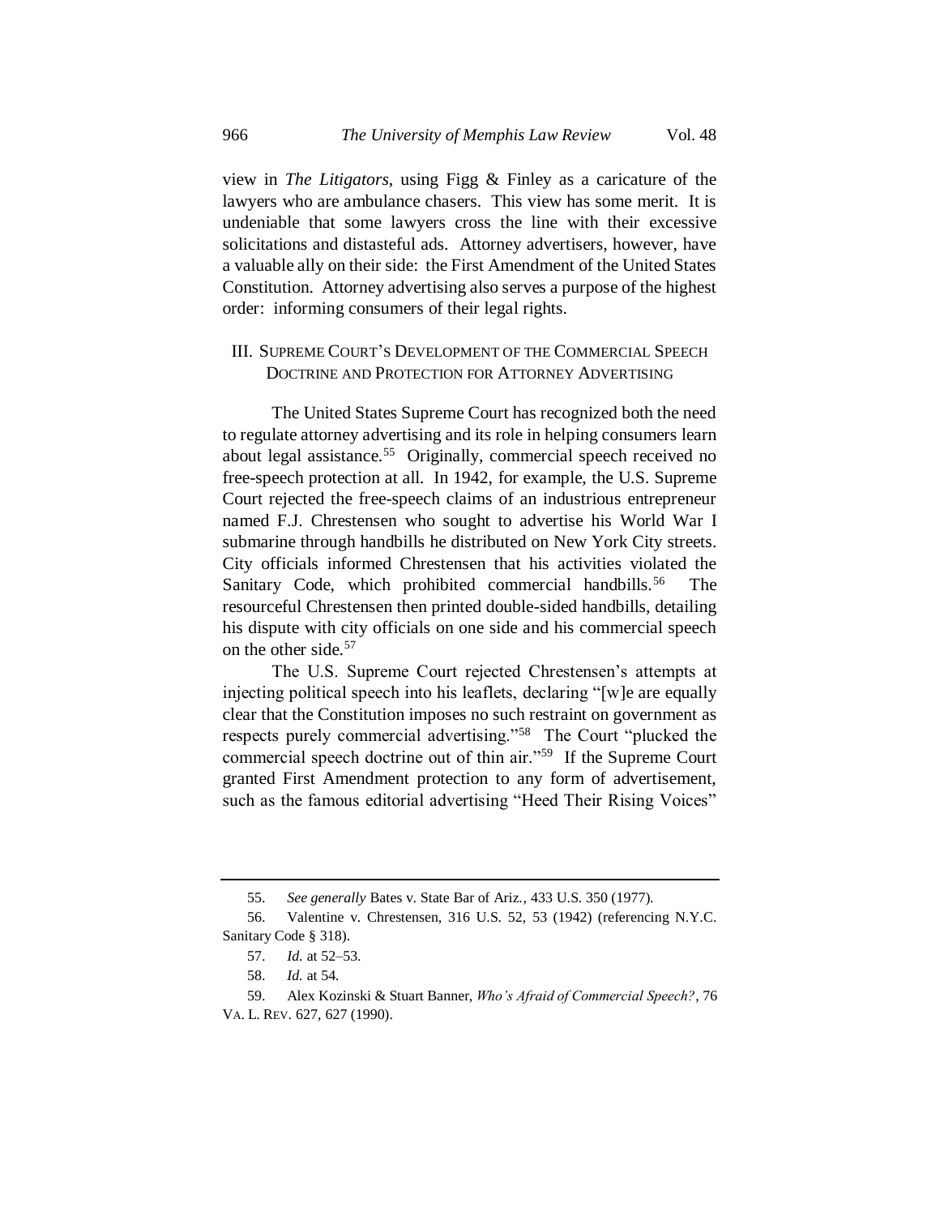view in *The Litigators*, using Figg & Finley as a caricature of the lawyers who are ambulance chasers. This view has some merit. It is undeniable that some lawyers cross the line with their excessive solicitations and distasteful ads. Attorney advertisers, however, have a valuable ally on their side: the First Amendment of the United States Constitution. Attorney advertising also serves a purpose of the highest order: informing consumers of their legal rights.

## III. SUPREME COURT'S DEVELOPMENT OF THE COMMERCIAL SPEECH DOCTRINE AND PROTECTION FOR ATTORNEY ADVERTISING

The United States Supreme Court has recognized both the need to regulate attorney advertising and its role in helping consumers learn about legal assistance.[55] Originally, commercial speech received no free-speech protection at all. In 1942, for example, the U.S. Supreme Court rejected the free-speech claims of an industrious entrepreneur named F.J. Chrestensen who sought to advertise his World War I submarine through handbills he distributed on New York City streets. City officials informed Chrestensen that his activities violated the Sanitary Code, which prohibited commercial handbills.[56] The resourceful Chrestensen then printed double-sided handbills, detailing his dispute with city officials on one side and his commercial speech on the other side.[57]

The U.S. Supreme Court rejected Chrestensen's attempts at injecting political speech into his leaflets, declaring "[w]e are equally clear that the Constitution imposes no such restraint on government as respects purely commercial advertising."[58] The Court "plucked the commercial speech doctrine out of thin air."[59] If the Supreme Court granted First Amendment protection to any form of advertisement, such as the famous editorial advertising "Heed Their Rising Voices"

---

55. *See generally* Bates v. State Bar of Ariz., 433 U.S. 350 (1977).

56. Valentine v. Chrestensen, 316 U.S. 52, 53 (1942) (referencing N.Y.C. Sanitary Code § 318).

57. *Id.* at 52–53.

58. *Id.* at 54.

59. Alex Kozinski & Stuart Banner, *Who's Afraid of Commercial Speech?*, 76 VA. L. REV. 627, 627 (1990).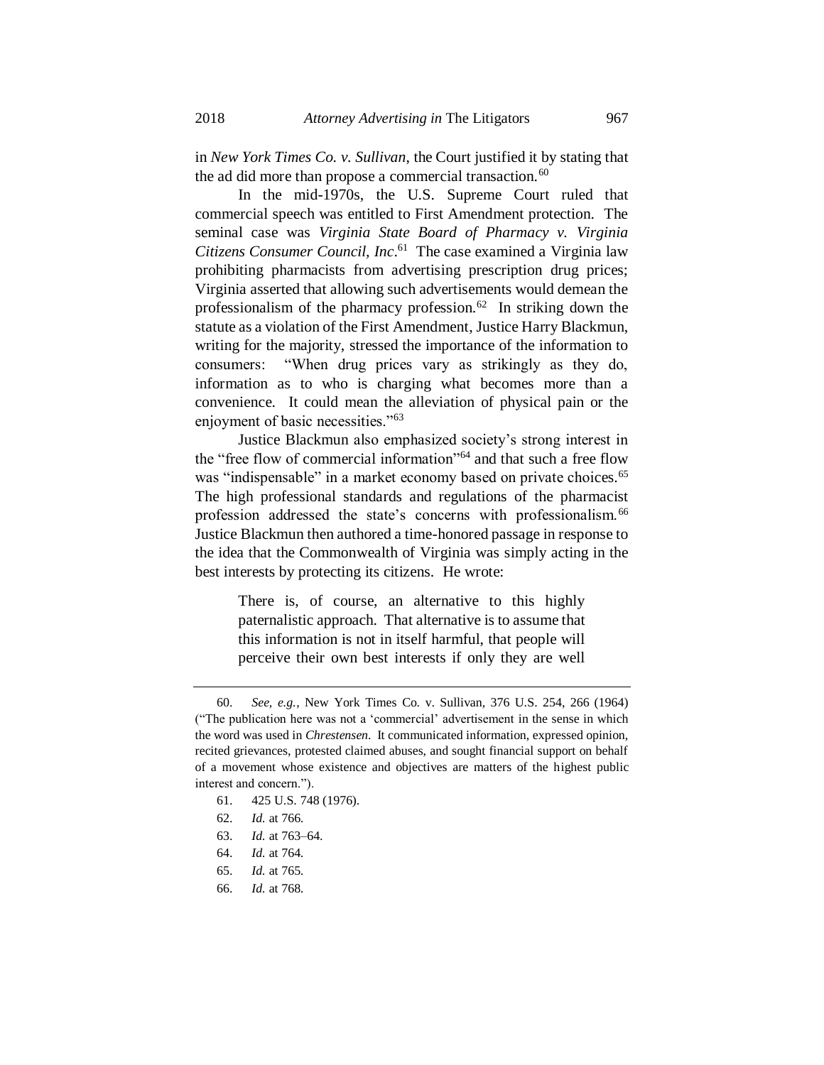in *New York Times Co. v. Sullivan*, the Court justified it by stating that the ad did more than propose a commercial transaction.[60]

In the mid-1970s, the U.S. Supreme Court ruled that commercial speech was entitled to First Amendment protection. The seminal case was *Virginia State Board of Pharmacy v. Virginia Citizens Consumer Council, Inc*.[61] The case examined a Virginia law prohibiting pharmacists from advertising prescription drug prices; Virginia asserted that allowing such advertisements would demean the professionalism of the pharmacy profession.[62] In striking down the statute as a violation of the First Amendment, Justice Harry Blackmun, writing for the majority, stressed the importance of the information to consumers: "When drug prices vary as strikingly as they do, information as to who is charging what becomes more than a convenience. It could mean the alleviation of physical pain or the enjoyment of basic necessities."[63]

Justice Blackmun also emphasized society's strong interest in the "free flow of commercial information"[64] and that such a free flow was "indispensable" in a market economy based on private choices.[65] The high professional standards and regulations of the pharmacist profession addressed the state's concerns with professionalism.[66] Justice Blackmun then authored a time-honored passage in response to the idea that the Commonwealth of Virginia was simply acting in the best interests by protecting its citizens. He wrote:

> There is, of course, an alternative to this highly paternalistic approach. That alternative is to assume that this information is not in itself harmful, that people will perceive their own best interests if only they are well

---

60. *See, e.g.*, New York Times Co. v. Sullivan, 376 U.S. 254, 266 (1964) ("The publication here was not a 'commercial' advertisement in the sense in which the word was used in *Chrestensen*. It communicated information, expressed opinion, recited grievances, protested claimed abuses, and sought financial support on behalf of a movement whose existence and objectives are matters of the highest public interest and concern.").

61. 425 U.S. 748 (1976).

62. *Id.* at 766.

63. *Id.* at 763–64.

64. *Id.* at 764.

65. *Id.* at 765.

66. *Id.* at 768.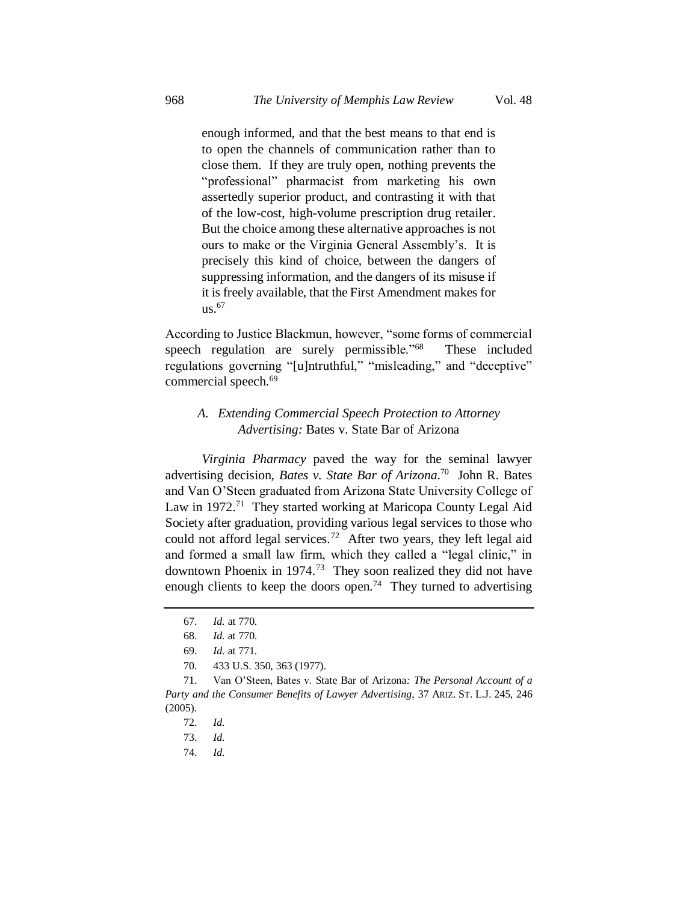> enough informed, and that the best means to that end is to open the channels of communication rather than to close them. If they are truly open, nothing prevents the "professional" pharmacist from marketing his own assertedly superior product, and contrasting it with that of the low-cost, high-volume prescription drug retailer. But the choice among these alternative approaches is not ours to make or the Virginia General Assembly's. It is precisely this kind of choice, between the dangers of suppressing information, and the dangers of its misuse if it is freely available, that the First Amendment makes for us.[67]

According to Justice Blackmun, however, "some forms of commercial speech regulation are surely permissible."[68] These included regulations governing "[u]ntruthful," "misleading," and "deceptive" commercial speech.[69]

### A. *Extending Commercial Speech Protection to Attorney Advertising:* Bates v. State Bar of Arizona

*Virginia Pharmacy* paved the way for the seminal lawyer advertising decision, *Bates v. State Bar of Arizona*.[70] John R. Bates and Van O'Steen graduated from Arizona State University College of Law in 1972.[71] They started working at Maricopa County Legal Aid Society after graduation, providing various legal services to those who could not afford legal services.[72] After two years, they left legal aid and formed a small law firm, which they called a "legal clinic," in downtown Phoenix in 1974.[73] They soon realized they did not have enough clients to keep the doors open.[74] They turned to advertising

---

67. *Id.* at 770.

68. *Id.* at 770.

69. *Id.* at 771.

70. 433 U.S. 350, 363 (1977).

71. Van O'Steen, Bates v. State Bar of Arizona*: The Personal Account of a Party and the Consumer Benefits of Lawyer Advertising*, 37 ARIZ. ST. L.J. 245, 246 (2005).

72. *Id.*

73. *Id.*

74. *Id.*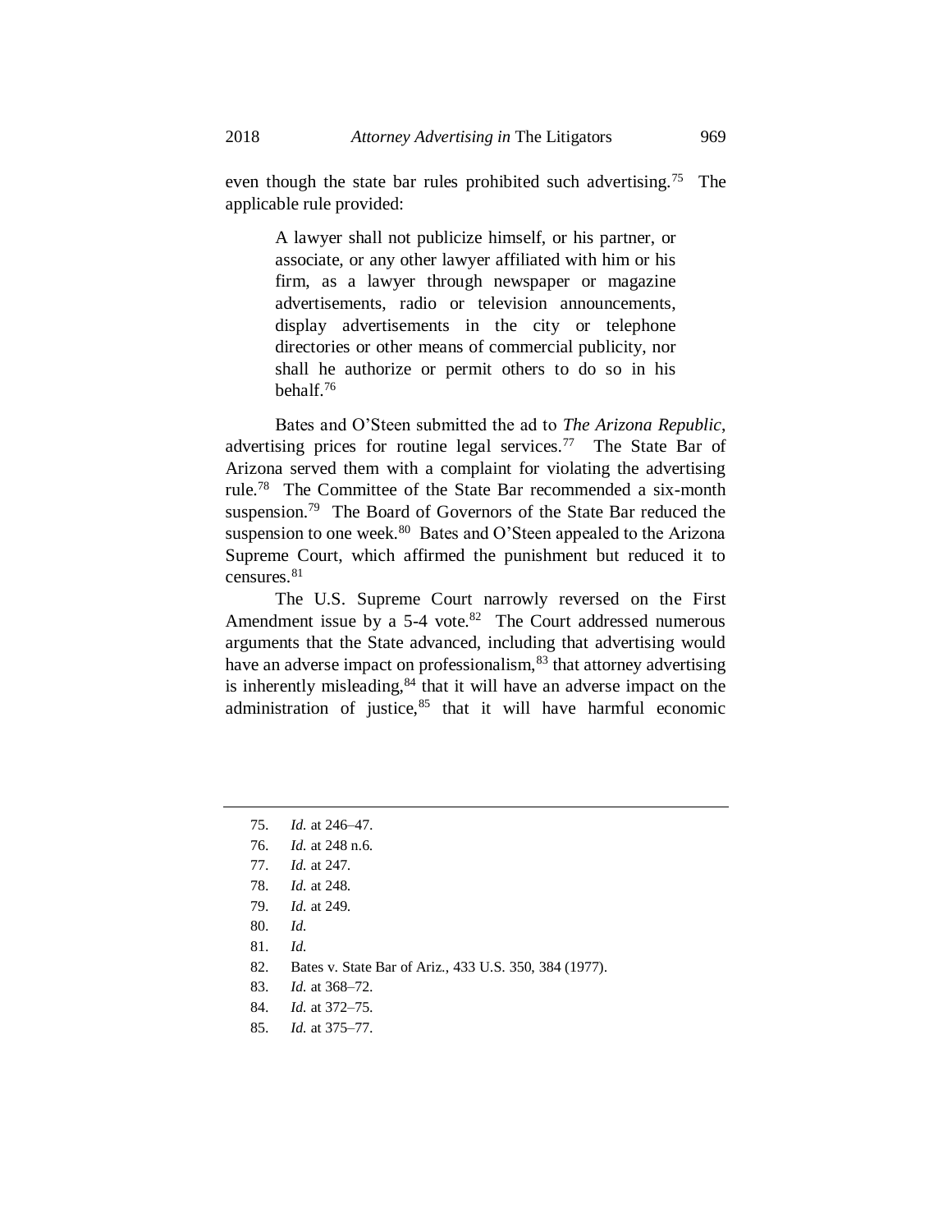even though the state bar rules prohibited such advertising.[75] The applicable rule provided:

> A lawyer shall not publicize himself, or his partner, or associate, or any other lawyer affiliated with him or his firm, as a lawyer through newspaper or magazine advertisements, radio or television announcements, display advertisements in the city or telephone directories or other means of commercial publicity, nor shall he authorize or permit others to do so in his behalf.[76]

Bates and O'Steen submitted the ad to *The Arizona Republic*, advertising prices for routine legal services.[77] The State Bar of Arizona served them with a complaint for violating the advertising rule.[78] The Committee of the State Bar recommended a six-month suspension.[79] The Board of Governors of the State Bar reduced the suspension to one week.[80] Bates and O'Steen appealed to the Arizona Supreme Court, which affirmed the punishment but reduced it to censures.[81]

The U.S. Supreme Court narrowly reversed on the First Amendment issue by a 5-4 vote.[82] The Court addressed numerous arguments that the State advanced, including that advertising would have an adverse impact on professionalism,[83] that attorney advertising is inherently misleading,[84] that it will have an adverse impact on the administration of justice,[85] that it will have harmful economic

---

75. *Id.* at 246–47.
76. *Id.* at 248 n.6.
77. *Id.* at 247.
78. *Id.* at 248.
79. *Id.* at 249.
80. *Id.*
81. *Id.*
82. Bates v. State Bar of Ariz., 433 U.S. 350, 384 (1977).
83. *Id.* at 368–72.
84. *Id.* at 372–75.
85. *Id.* at 375–77.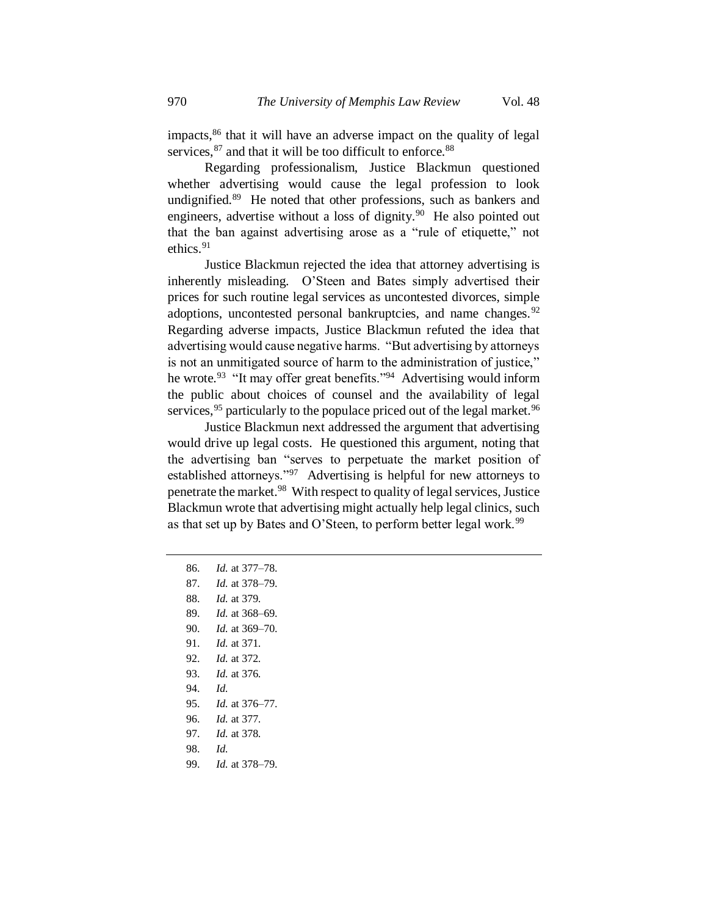impacts,[86] that it will have an adverse impact on the quality of legal services,[87] and that it will be too difficult to enforce.[88]

Regarding professionalism, Justice Blackmun questioned whether advertising would cause the legal profession to look undignified.[89] He noted that other professions, such as bankers and engineers, advertise without a loss of dignity.[90] He also pointed out that the ban against advertising arose as a "rule of etiquette," not ethics.[91]

Justice Blackmun rejected the idea that attorney advertising is inherently misleading. O'Steen and Bates simply advertised their prices for such routine legal services as uncontested divorces, simple adoptions, uncontested personal bankruptcies, and name changes.[92] Regarding adverse impacts, Justice Blackmun refuted the idea that advertising would cause negative harms. "But advertising by attorneys is not an unmitigated source of harm to the administration of justice," he wrote.[93] "It may offer great benefits."[94] Advertising would inform the public about choices of counsel and the availability of legal services,[95] particularly to the populace priced out of the legal market.[96]

Justice Blackmun next addressed the argument that advertising would drive up legal costs. He questioned this argument, noting that the advertising ban "serves to perpetuate the market position of established attorneys."[97] Advertising is helpful for new attorneys to penetrate the market.[98] With respect to quality of legal services, Justice Blackmun wrote that advertising might actually help legal clinics, such as that set up by Bates and O'Steen, to perform better legal work.[99]

86. *Id.* at 377–78.
87. *Id.* at 378–79.
88. *Id.* at 379.
89. *Id.* at 368–69.
90. *Id.* at 369–70.
91. *Id.* at 371.
92. *Id.* at 372.
93. *Id.* at 376.
94. *Id.*
95. *Id.* at 376–77.
96. *Id.* at 377.
97. *Id.* at 378.
98. *Id.*
99. *Id.* at 378–79.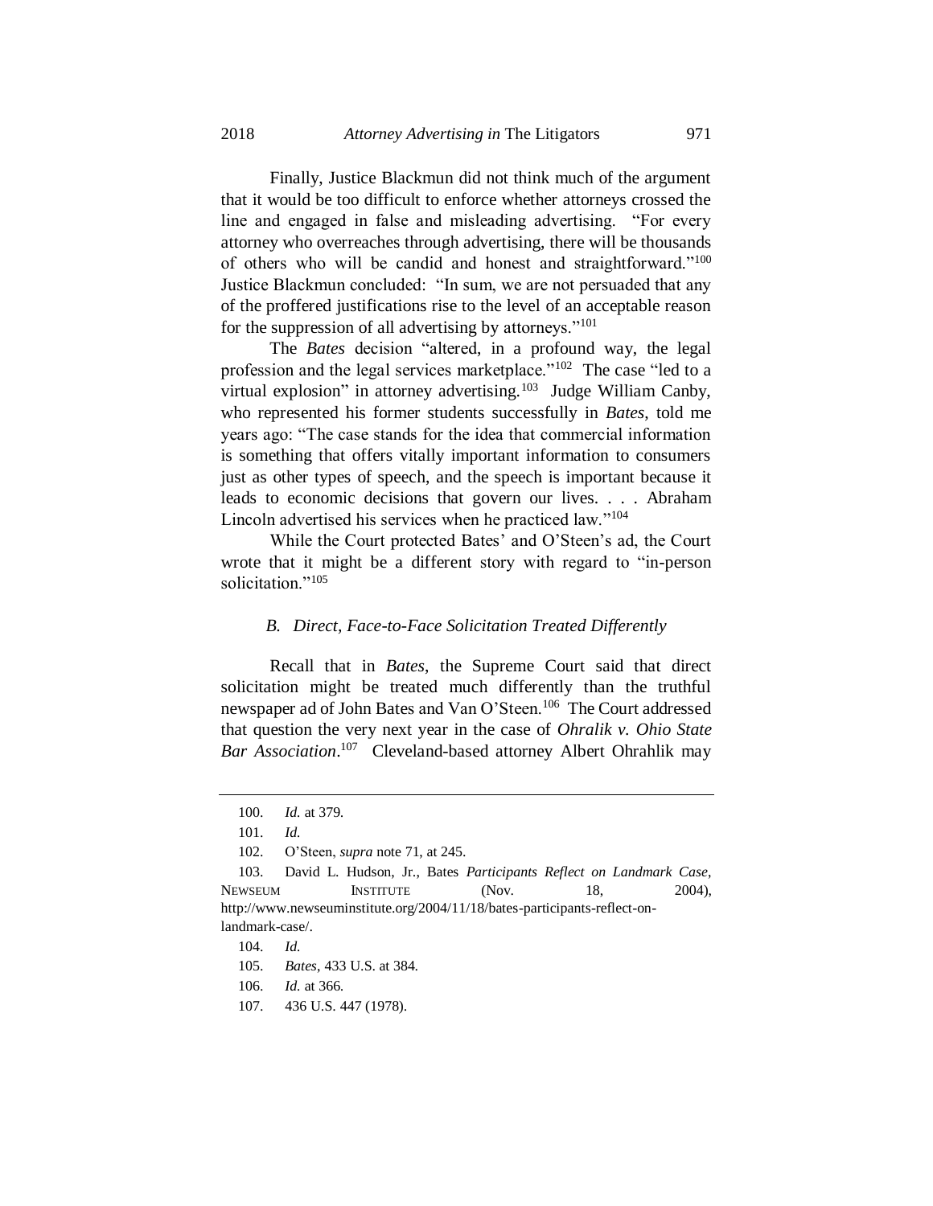Finally, Justice Blackmun did not think much of the argument that it would be too difficult to enforce whether attorneys crossed the line and engaged in false and misleading advertising. "For every attorney who overreaches through advertising, there will be thousands of others who will be candid and honest and straightforward."[100] Justice Blackmun concluded: "In sum, we are not persuaded that any of the proffered justifications rise to the level of an acceptable reason for the suppression of all advertising by attorneys."[101]

The *Bates* decision "altered, in a profound way, the legal profession and the legal services marketplace."[102] The case "led to a virtual explosion" in attorney advertising.[103] Judge William Canby, who represented his former students successfully in *Bates*, told me years ago: "The case stands for the idea that commercial information is something that offers vitally important information to consumers just as other types of speech, and the speech is important because it leads to economic decisions that govern our lives. . . . Abraham Lincoln advertised his services when he practiced law."[104]

While the Court protected Bates' and O'Steen's ad, the Court wrote that it might be a different story with regard to "in-person solicitation."[105]

### *B. Direct, Face-to-Face Solicitation Treated Differently*

Recall that in *Bates*, the Supreme Court said that direct solicitation might be treated much differently than the truthful newspaper ad of John Bates and Van O'Steen.[106] The Court addressed that question the very next year in the case of *Ohralik v. Ohio State Bar Association*.[107] Cleveland-based attorney Albert Ohrahlik may

---

100. *Id.* at 379.

101. *Id.*

102. O'Steen, *supra* note 71, at 245.

103. David L. Hudson, Jr., Bates *Participants Reflect on Landmark Case*, NEWSEUM INSTITUTE (Nov. 18, 2004), http://www.newseuminstitute.org/2004/11/18/bates-participants-reflect-on-landmark-case/.

104. *Id.*

105. *Bates*, 433 U.S. at 384.

106. *Id.* at 366.

107. 436 U.S. 447 (1978).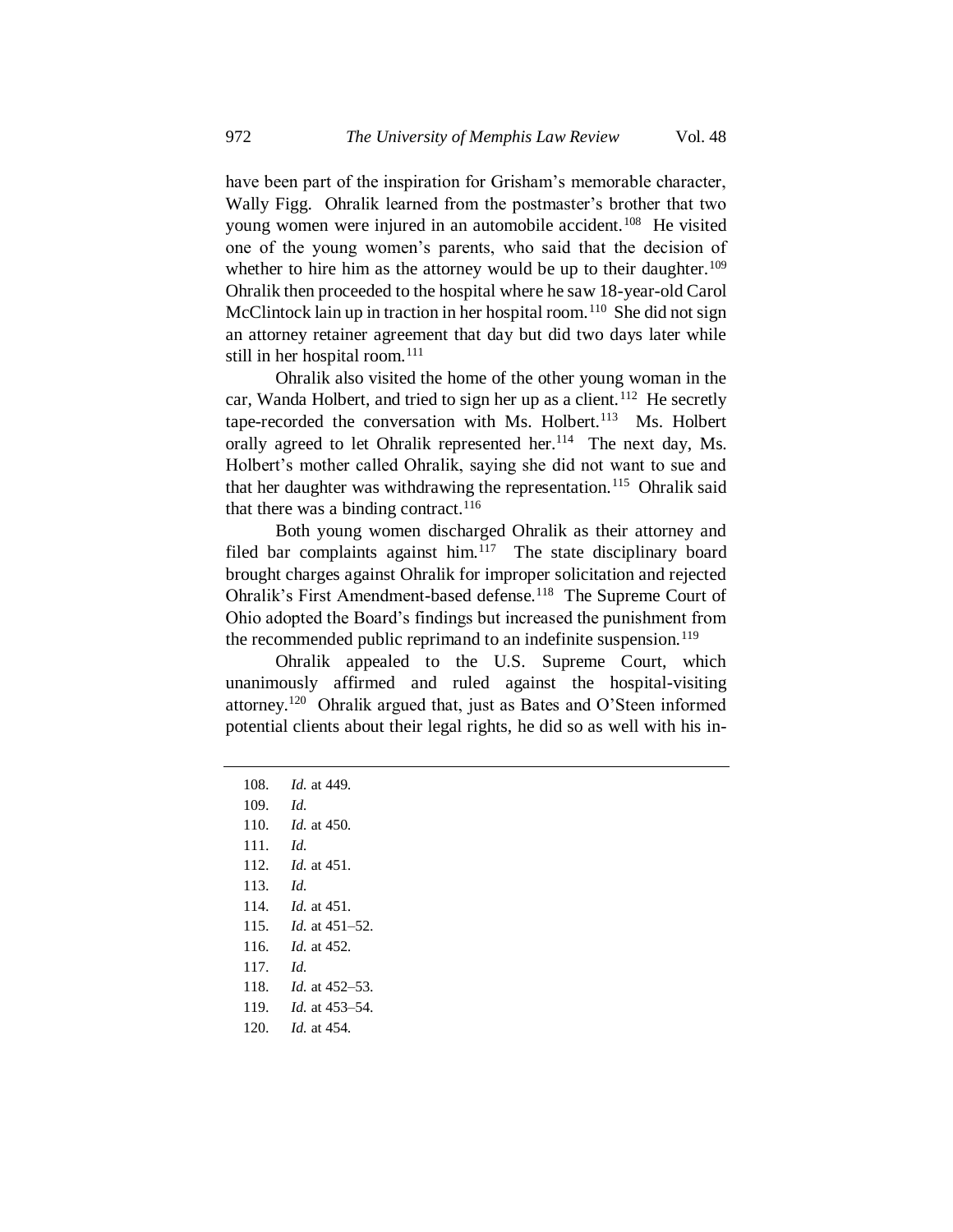have been part of the inspiration for Grisham's memorable character, Wally Figg. Ohralik learned from the postmaster's brother that two young women were injured in an automobile accident.[108] He visited one of the young women's parents, who said that the decision of whether to hire him as the attorney would be up to their daughter.[109] Ohralik then proceeded to the hospital where he saw 18-year-old Carol McClintock lain up in traction in her hospital room.[110] She did not sign an attorney retainer agreement that day but did two days later while still in her hospital room.[111]

Ohralik also visited the home of the other young woman in the car, Wanda Holbert, and tried to sign her up as a client.[112] He secretly tape-recorded the conversation with Ms. Holbert.[113] Ms. Holbert orally agreed to let Ohralik represented her.[114] The next day, Ms. Holbert's mother called Ohralik, saying she did not want to sue and that her daughter was withdrawing the representation.[115] Ohralik said that there was a binding contract.[116]

Both young women discharged Ohralik as their attorney and filed bar complaints against him.[117] The state disciplinary board brought charges against Ohralik for improper solicitation and rejected Ohralik's First Amendment-based defense.[118] The Supreme Court of Ohio adopted the Board's findings but increased the punishment from the recommended public reprimand to an indefinite suspension.[119]

Ohralik appealed to the U.S. Supreme Court, which unanimously affirmed and ruled against the hospital-visiting attorney.[120] Ohralik argued that, just as Bates and O'Steen informed potential clients about their legal rights, he did so as well with his in-

108. *Id.* at 449.
109. *Id.*
110. *Id.* at 450.
111. *Id.*
112. *Id.* at 451.
113. *Id.*
114. *Id.* at 451.
115. *Id.* at 451–52.
116. *Id.* at 452.
117. *Id.*
118. *Id.* at 452–53.
119. *Id.* at 453–54.
120. *Id.* at 454.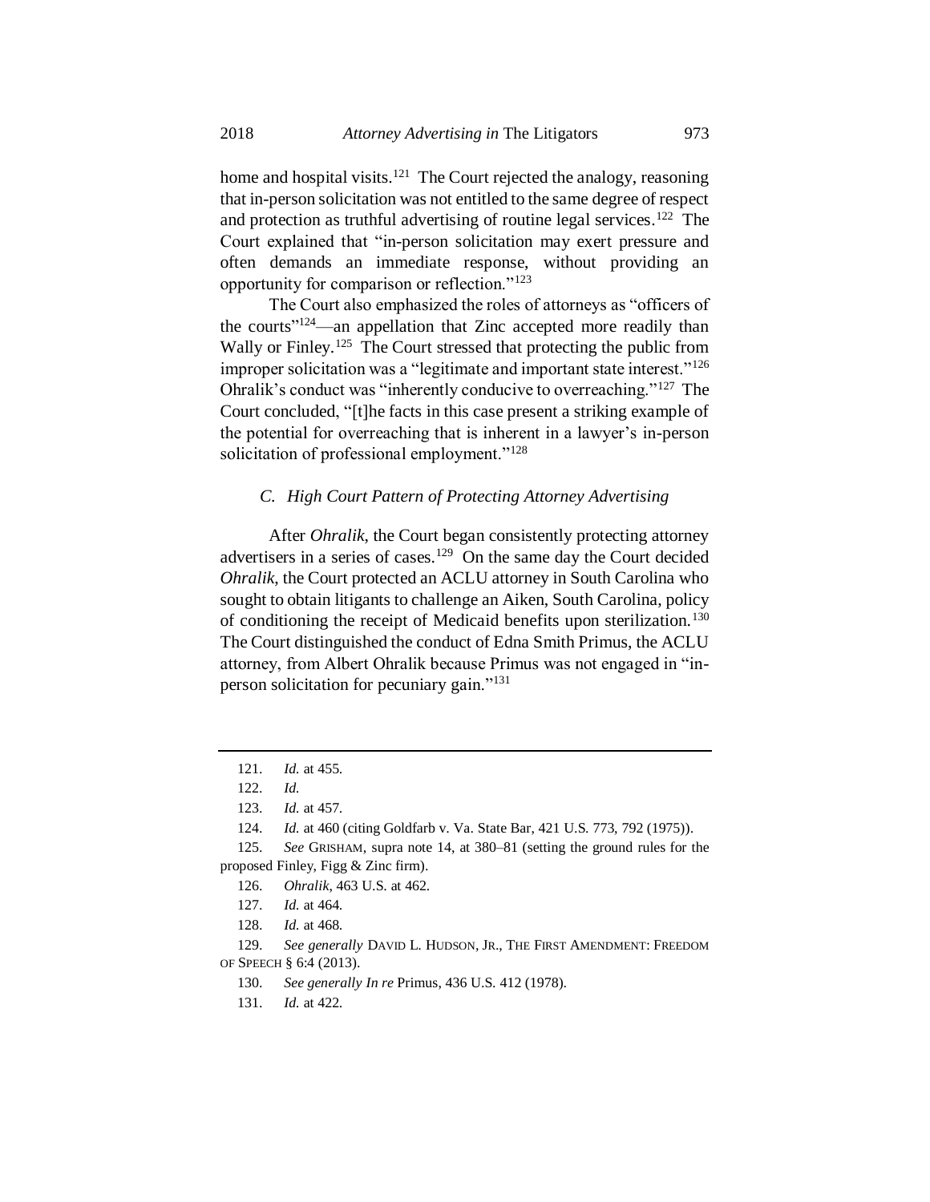home and hospital visits.[121] The Court rejected the analogy, reasoning that in-person solicitation was not entitled to the same degree of respect and protection as truthful advertising of routine legal services.[122] The Court explained that "in-person solicitation may exert pressure and often demands an immediate response, without providing an opportunity for comparison or reflection."[123]

The Court also emphasized the roles of attorneys as "officers of the courts"[124]—an appellation that Zinc accepted more readily than Wally or Finley.[125] The Court stressed that protecting the public from improper solicitation was a "legitimate and important state interest."[126] Ohralik's conduct was "inherently conducive to overreaching."[127] The Court concluded, "[t]he facts in this case present a striking example of the potential for overreaching that is inherent in a lawyer's in-person solicitation of professional employment."[128]

### *C. High Court Pattern of Protecting Attorney Advertising*

After *Ohralik*, the Court began consistently protecting attorney advertisers in a series of cases.[129] On the same day the Court decided *Ohralik*, the Court protected an ACLU attorney in South Carolina who sought to obtain litigants to challenge an Aiken, South Carolina, policy of conditioning the receipt of Medicaid benefits upon sterilization.[130] The Court distinguished the conduct of Edna Smith Primus, the ACLU attorney, from Albert Ohralik because Primus was not engaged in "in-person solicitation for pecuniary gain."[131]

---

121. *Id.* at 455.

122. *Id.*

123. *Id.* at 457.

124. *Id.* at 460 (citing Goldfarb v. Va. State Bar, 421 U.S. 773, 792 (1975)).

125. *See* GRISHAM, supra note 14, at 380–81 (setting the ground rules for the proposed Finley, Figg & Zinc firm).

126. *Ohralik*, 463 U.S. at 462.

127. *Id.* at 464.

128. *Id.* at 468.

129. *See generally* DAVID L. HUDSON, JR., THE FIRST AMENDMENT: FREEDOM OF SPEECH § 6:4 (2013).

130. *See generally In re* Primus, 436 U.S. 412 (1978).

131. *Id.* at 422.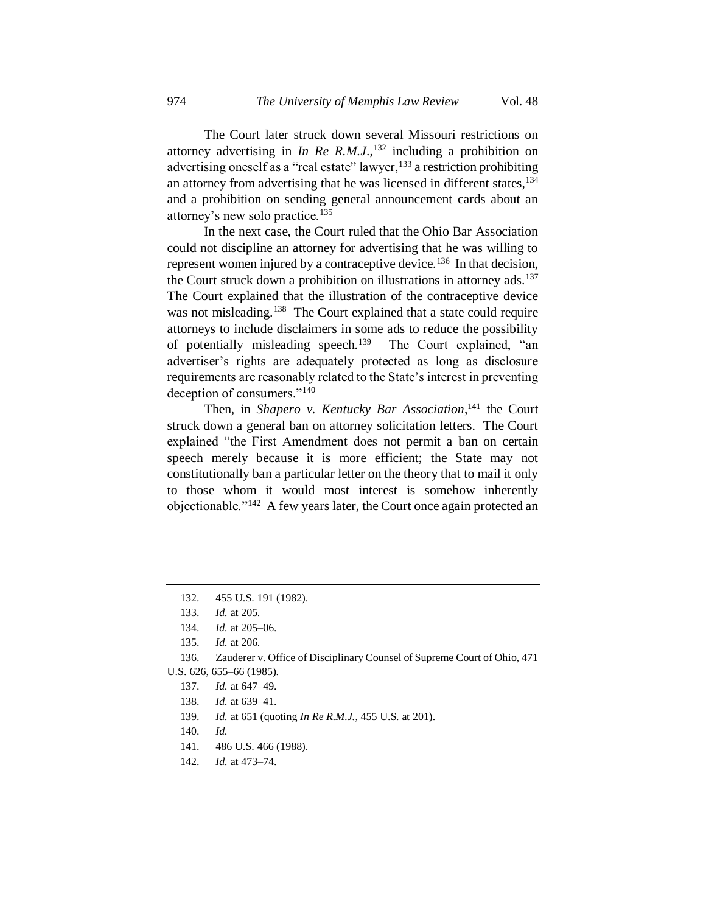The Court later struck down several Missouri restrictions on attorney advertising in *In Re R.M.J.*,[132] including a prohibition on advertising oneself as a "real estate" lawyer,[133] a restriction prohibiting an attorney from advertising that he was licensed in different states,[134] and a prohibition on sending general announcement cards about an attorney's new solo practice.[135]

In the next case, the Court ruled that the Ohio Bar Association could not discipline an attorney for advertising that he was willing to represent women injured by a contraceptive device.[136] In that decision, the Court struck down a prohibition on illustrations in attorney ads.[137] The Court explained that the illustration of the contraceptive device was not misleading.[138] The Court explained that a state could require attorneys to include disclaimers in some ads to reduce the possibility of potentially misleading speech.[139] The Court explained, "an advertiser's rights are adequately protected as long as disclosure requirements are reasonably related to the State's interest in preventing deception of consumers."[140]

Then, in *Shapero v. Kentucky Bar Association*,[141] the Court struck down a general ban on attorney solicitation letters. The Court explained "the First Amendment does not permit a ban on certain speech merely because it is more efficient; the State may not constitutionally ban a particular letter on the theory that to mail it only to those whom it would most interest is somehow inherently objectionable."[142] A few years later, the Court once again protected an

---

132. 455 U.S. 191 (1982).

133. *Id.* at 205.

134. *Id.* at 205–06.

135. *Id.* at 206.

136. Zauderer v. Office of Disciplinary Counsel of Supreme Court of Ohio, 471 U.S. 626, 655–66 (1985).

137. *Id.* at 647–49.

138. *Id.* at 639–41.

139. *Id.* at 651 (quoting *In Re R.M.J.*, 455 U.S. at 201).

140. *Id.*

141. 486 U.S. 466 (1988).

142. *Id.* at 473–74.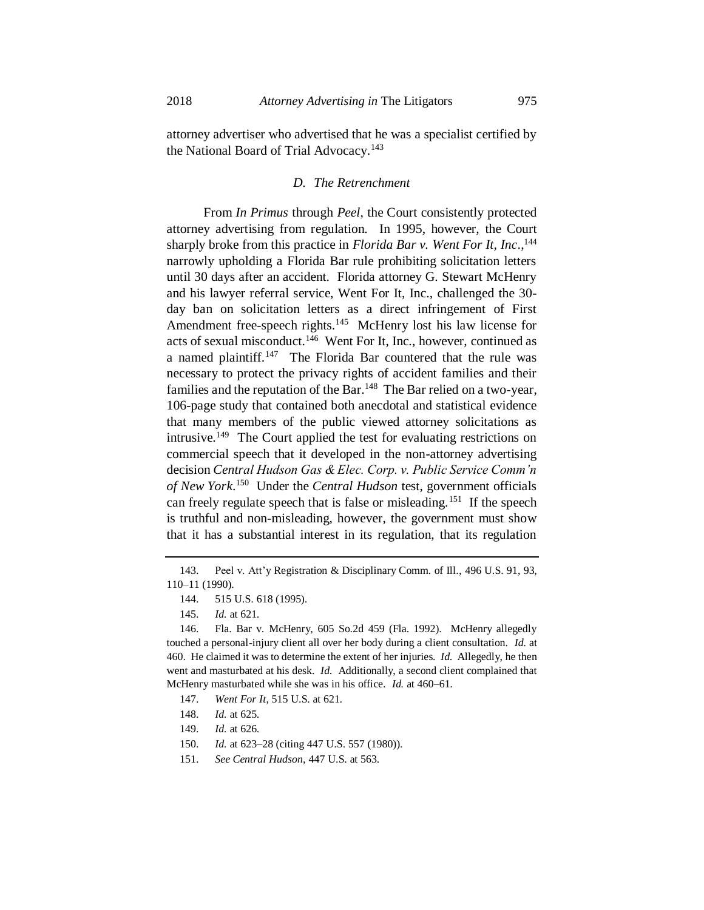attorney advertiser who advertised that he was a specialist certified by the National Board of Trial Advocacy.[143]

### *D. The Retrenchment*

From *In Primus* through *Peel*, the Court consistently protected attorney advertising from regulation. In 1995, however, the Court sharply broke from this practice in *Florida Bar v. Went For It, Inc.*,[144] narrowly upholding a Florida Bar rule prohibiting solicitation letters until 30 days after an accident. Florida attorney G. Stewart McHenry and his lawyer referral service, Went For It, Inc., challenged the 30-day ban on solicitation letters as a direct infringement of First Amendment free-speech rights.[145] McHenry lost his law license for acts of sexual misconduct.[146] Went For It, Inc., however, continued as a named plaintiff.[147] The Florida Bar countered that the rule was necessary to protect the privacy rights of accident families and their families and the reputation of the Bar.[148] The Bar relied on a two-year, 106-page study that contained both anecdotal and statistical evidence that many members of the public viewed attorney solicitations as intrusive.[149] The Court applied the test for evaluating restrictions on commercial speech that it developed in the non-attorney advertising decision *Central Hudson Gas & Elec. Corp. v. Public Service Comm'n of New York*.[150] Under the *Central Hudson* test, government officials can freely regulate speech that is false or misleading.[151] If the speech is truthful and non-misleading, however, the government must show that it has a substantial interest in its regulation, that its regulation

---

143. Peel v. Att'y Registration & Disciplinary Comm. of Ill., 496 U.S. 91, 93, 110–11 (1990).

144. 515 U.S. 618 (1995).

145. *Id.* at 621.

146. Fla. Bar v. McHenry, 605 So.2d 459 (Fla. 1992). McHenry allegedly touched a personal-injury client all over her body during a client consultation. *Id.* at 460. He claimed it was to determine the extent of her injuries. *Id.* Allegedly, he then went and masturbated at his desk. *Id.* Additionally, a second client complained that McHenry masturbated while she was in his office. *Id.* at 460–61.

147. *Went For It*, 515 U.S. at 621.

148. *Id.* at 625.

149. *Id.* at 626.

150. *Id.* at 623–28 (citing 447 U.S. 557 (1980)).

151. *See Central Hudson*, 447 U.S. at 563.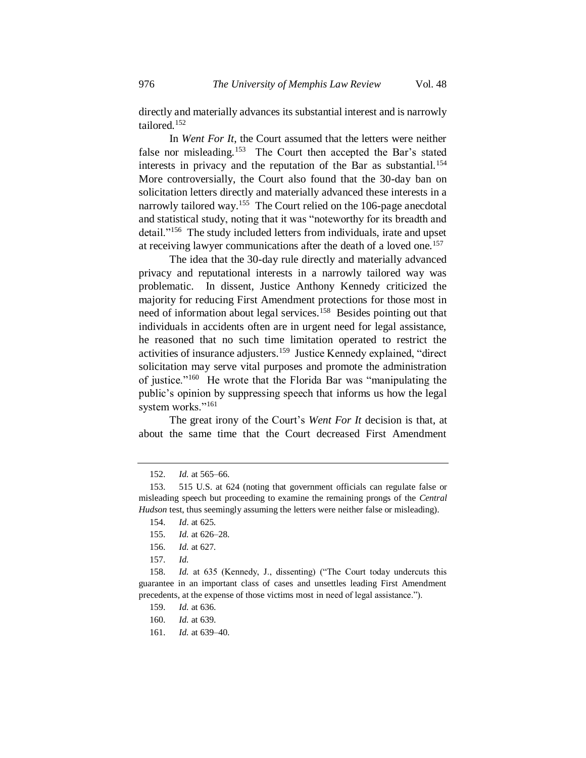directly and materially advances its substantial interest and is narrowly tailored.[152]

In *Went For It*, the Court assumed that the letters were neither false nor misleading.[153] The Court then accepted the Bar's stated interests in privacy and the reputation of the Bar as substantial.[154] More controversially, the Court also found that the 30-day ban on solicitation letters directly and materially advanced these interests in a narrowly tailored way.[155] The Court relied on the 106-page anecdotal and statistical study, noting that it was "noteworthy for its breadth and detail."[156] The study included letters from individuals, irate and upset at receiving lawyer communications after the death of a loved one.[157]

The idea that the 30-day rule directly and materially advanced privacy and reputational interests in a narrowly tailored way was problematic. In dissent, Justice Anthony Kennedy criticized the majority for reducing First Amendment protections for those most in need of information about legal services.[158] Besides pointing out that individuals in accidents often are in urgent need for legal assistance, he reasoned that no such time limitation operated to restrict the activities of insurance adjusters.[159] Justice Kennedy explained, "direct solicitation may serve vital purposes and promote the administration of justice."[160] He wrote that the Florida Bar was "manipulating the public's opinion by suppressing speech that informs us how the legal system works."[161]

The great irony of the Court's *Went For It* decision is that, at about the same time that the Court decreased First Amendment

---

152. *Id.* at 565–66.

153. 515 U.S. at 624 (noting that government officials can regulate false or misleading speech but proceeding to examine the remaining prongs of the *Central Hudson* test, thus seemingly assuming the letters were neither false or misleading).

154. *Id*. at 625.

155. *Id.* at 626–28.

156. *Id.* at 627.

157. *Id.*

158. *Id.* at 635 (Kennedy, J., dissenting) ("The Court today undercuts this guarantee in an important class of cases and unsettles leading First Amendment precedents, at the expense of those victims most in need of legal assistance.").

159. *Id.* at 636.

160. *Id.* at 639.

161. *Id.* at 639–40.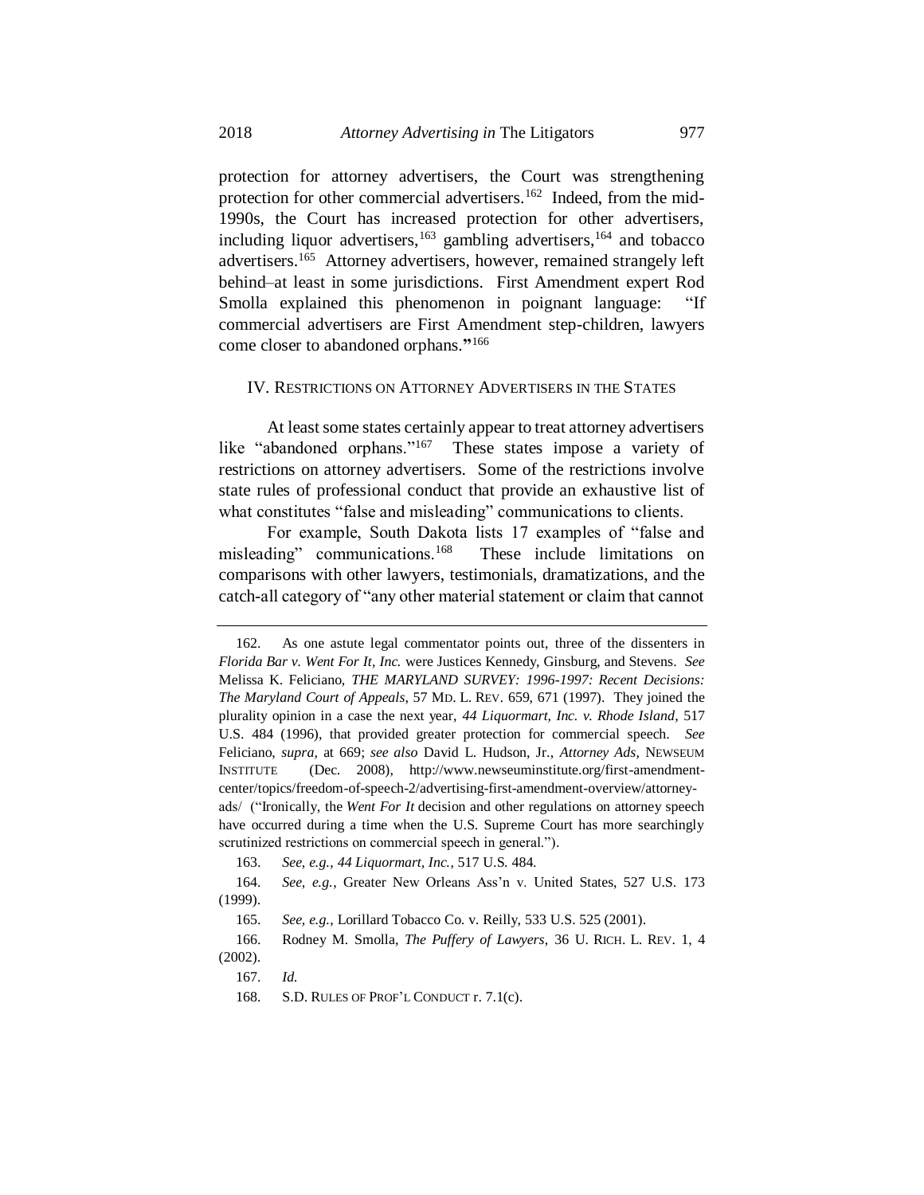protection for attorney advertisers, the Court was strengthening protection for other commercial advertisers.[162] Indeed, from the mid-1990s, the Court has increased protection for other advertisers, including liquor advertisers,[163] gambling advertisers,[164] and tobacco advertisers.[165] Attorney advertisers, however, remained strangely left behind–at least in some jurisdictions. First Amendment expert Rod Smolla explained this phenomenon in poignant language: "If commercial advertisers are First Amendment step-children, lawyers come closer to abandoned orphans."[166]

## IV. Restrictions on Attorney Advertisers in the States

At least some states certainly appear to treat attorney advertisers like "abandoned orphans."[167] These states impose a variety of restrictions on attorney advertisers. Some of the restrictions involve state rules of professional conduct that provide an exhaustive list of what constitutes "false and misleading" communications to clients.

For example, South Dakota lists 17 examples of "false and misleading" communications.[168] These include limitations on comparisons with other lawyers, testimonials, dramatizations, and the catch-all category of "any other material statement or claim that cannot

---

162. As one astute legal commentator points out, three of the dissenters in *Florida Bar v. Went For It, Inc.* were Justices Kennedy, Ginsburg, and Stevens. *See* Melissa K. Feliciano, *THE MARYLAND SURVEY: 1996-1997: Recent Decisions: The Maryland Court of Appeals*, 57 MD. L. REV. 659, 671 (1997). They joined the plurality opinion in a case the next year, *44 Liquormart, Inc. v. Rhode Island*, 517 U.S. 484 (1996), that provided greater protection for commercial speech. *See* Feliciano, *supra*, at 669; *see also* David L. Hudson, Jr., *Attorney Ads*, NEWSEUM INSTITUTE (Dec. 2008), http://www.newseuminstitute.org/first-amendment-center/topics/freedom-of-speech-2/advertising-first-amendment-overview/attorney-ads/ ("Ironically, the *Went For It* decision and other regulations on attorney speech have occurred during a time when the U.S. Supreme Court has more searchingly scrutinized restrictions on commercial speech in general.").

163. *See, e.g.*, *44 Liquormart, Inc.*, 517 U.S. 484.

164. *See, e.g.*, Greater New Orleans Ass'n v. United States, 527 U.S. 173 (1999).

165. *See, e.g.*, Lorillard Tobacco Co. v. Reilly, 533 U.S. 525 (2001).

166. Rodney M. Smolla, *The Puffery of Lawyers*, 36 U. RICH. L. REV. 1, 4 (2002).

167. *Id.*

168. S.D. RULES OF PROF'L CONDUCT r. 7.1(c).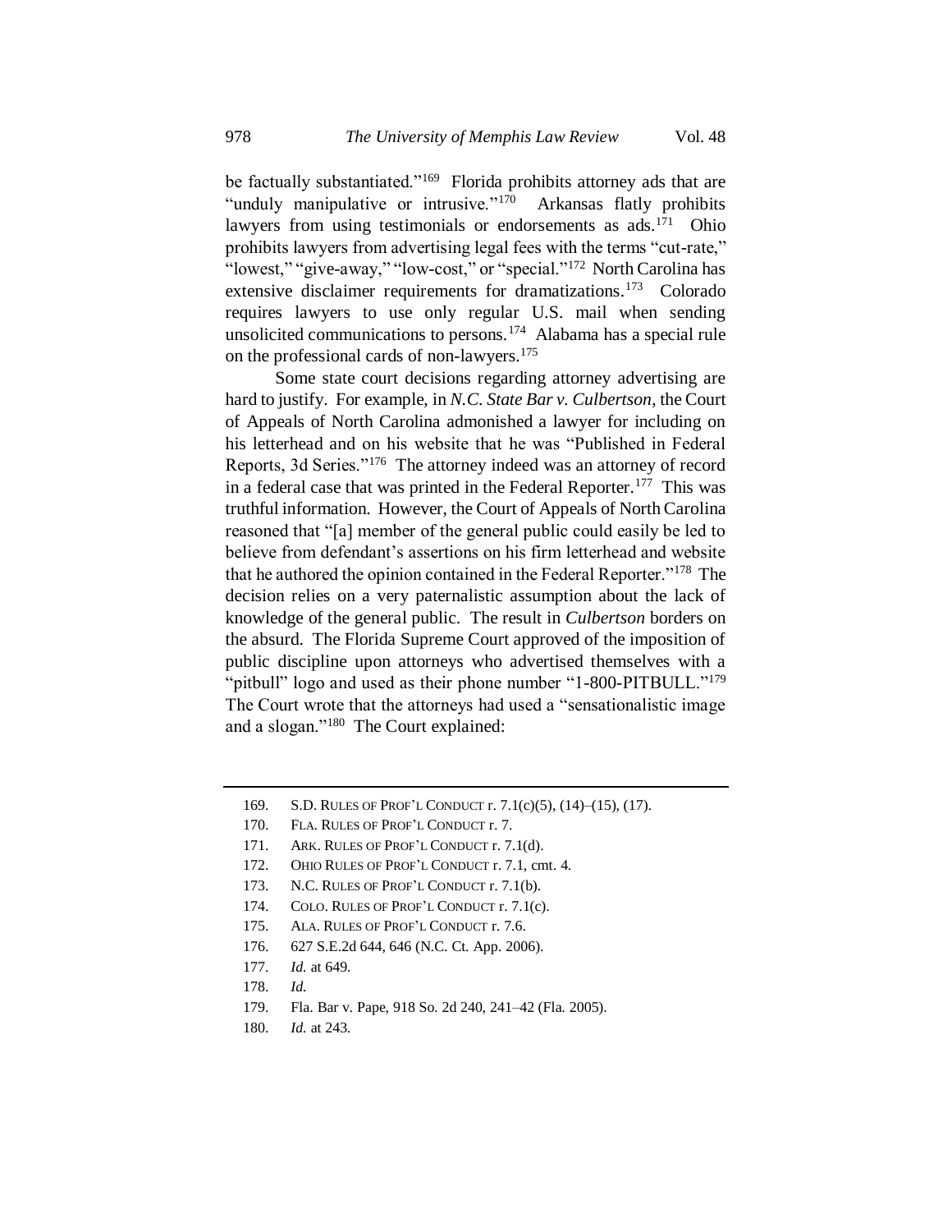be factually substantiated."[169] Florida prohibits attorney ads that are "unduly manipulative or intrusive."[170] Arkansas flatly prohibits lawyers from using testimonials or endorsements as ads.[171] Ohio prohibits lawyers from advertising legal fees with the terms "cut-rate," "lowest," "give-away," "low-cost," or "special."[172] North Carolina has extensive disclaimer requirements for dramatizations.[173] Colorado requires lawyers to use only regular U.S. mail when sending unsolicited communications to persons.[174] Alabama has a special rule on the professional cards of non-lawyers.[175]

Some state court decisions regarding attorney advertising are hard to justify. For example, in *N.C. State Bar v. Culbertson*, the Court of Appeals of North Carolina admonished a lawyer for including on his letterhead and on his website that he was "Published in Federal Reports, 3d Series."[176] The attorney indeed was an attorney of record in a federal case that was printed in the Federal Reporter.[177] This was truthful information. However, the Court of Appeals of North Carolina reasoned that "[a] member of the general public could easily be led to believe from defendant's assertions on his firm letterhead and website that he authored the opinion contained in the Federal Reporter."[178] The decision relies on a very paternalistic assumption about the lack of knowledge of the general public. The result in *Culbertson* borders on the absurd. The Florida Supreme Court approved of the imposition of public discipline upon attorneys who advertised themselves with a "pitbull" logo and used as their phone number "1-800-PITBULL."[179] The Court wrote that the attorneys had used a "sensationalistic image and a slogan."[180] The Court explained:

---

169. S.D. RULES OF PROF'L CONDUCT r. 7.1(c)(5), (14)–(15), (17).
170. FLA. RULES OF PROF'L CONDUCT r. 7.
171. ARK. RULES OF PROF'L CONDUCT r. 7.1(d).
172. OHIO RULES OF PROF'L CONDUCT r. 7.1, cmt. 4.
173. N.C. RULES OF PROF'L CONDUCT r. 7.1(b).
174. COLO. RULES OF PROF'L CONDUCT r. 7.1(c).
175. ALA. RULES OF PROF'L CONDUCT r. 7.6.
176. 627 S.E.2d 644, 646 (N.C. Ct. App. 2006).
177. *Id.* at 649.
178. *Id.*
179. Fla. Bar v. Pape, 918 So. 2d 240, 241–42 (Fla. 2005).
180. *Id.* at 243.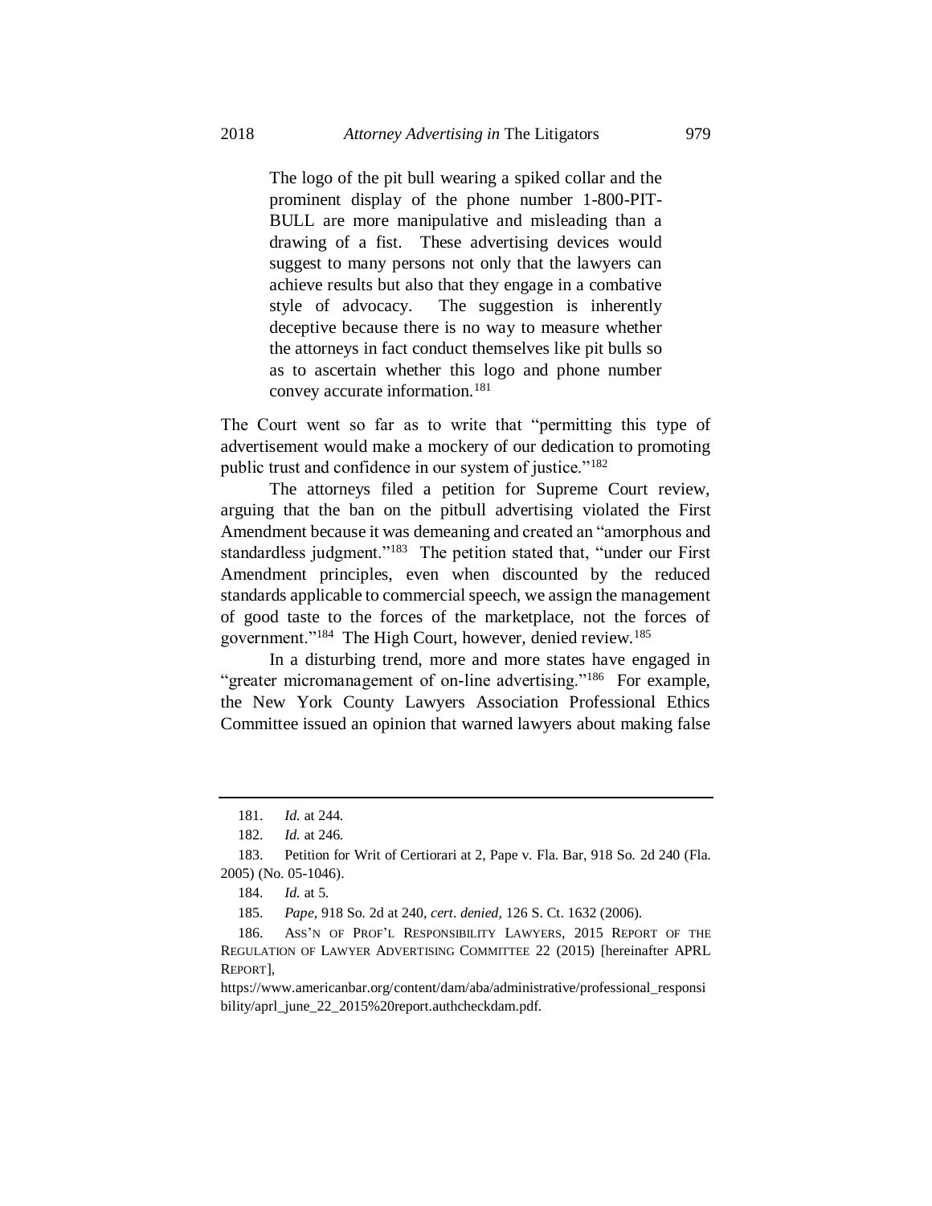> The logo of the pit bull wearing a spiked collar and the prominent display of the phone number 1-800-PIT-BULL are more manipulative and misleading than a drawing of a fist. These advertising devices would suggest to many persons not only that the lawyers can achieve results but also that they engage in a combative style of advocacy. The suggestion is inherently deceptive because there is no way to measure whether the attorneys in fact conduct themselves like pit bulls so as to ascertain whether this logo and phone number convey accurate information.[181]

The Court went so far as to write that "permitting this type of advertisement would make a mockery of our dedication to promoting public trust and confidence in our system of justice."[182]

The attorneys filed a petition for Supreme Court review, arguing that the ban on the pitbull advertising violated the First Amendment because it was demeaning and created an "amorphous and standardless judgment."[183] The petition stated that, "under our First Amendment principles, even when discounted by the reduced standards applicable to commercial speech, we assign the management of good taste to the forces of the marketplace, not the forces of government."[184] The High Court, however, denied review.[185]

In a disturbing trend, more and more states have engaged in "greater micromanagement of on-line advertising."[186] For example, the New York County Lawyers Association Professional Ethics Committee issued an opinion that warned lawyers about making false

---

181. *Id.* at 244.

182. *Id.* at 246.

183. Petition for Writ of Certiorari at 2, Pape v. Fla. Bar, 918 So. 2d 240 (Fla. 2005) (No. 05-1046).

184. *Id.* at 5.

185. *Pape*, 918 So. 2d at 240, *cert. denied*, 126 S. Ct. 1632 (2006).

186. ASS'N OF PROF'L RESPONSIBILITY LAWYERS, 2015 REPORT OF THE REGULATION OF LAWYER ADVERTISING COMMITTEE 22 (2015) [hereinafter APRL REPORT], https://www.americanbar.org/content/dam/aba/administrative/professional_responsibility/aprl_june_22_2015%20report.authcheckdam.pdf.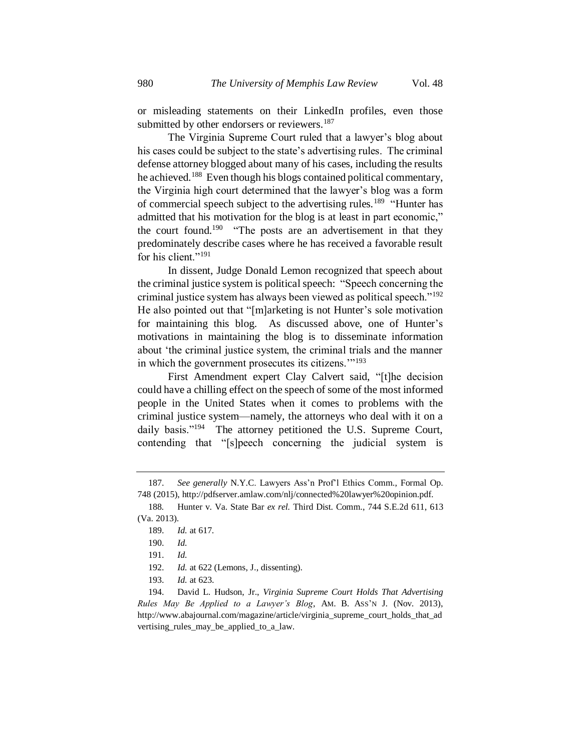or misleading statements on their LinkedIn profiles, even those submitted by other endorsers or reviewers.[187]

The Virginia Supreme Court ruled that a lawyer's blog about his cases could be subject to the state's advertising rules. The criminal defense attorney blogged about many of his cases, including the results he achieved.[188] Even though his blogs contained political commentary, the Virginia high court determined that the lawyer's blog was a form of commercial speech subject to the advertising rules.[189] "Hunter has admitted that his motivation for the blog is at least in part economic," the court found.[190] "The posts are an advertisement in that they predominately describe cases where he has received a favorable result for his client."[191]

In dissent, Judge Donald Lemon recognized that speech about the criminal justice system is political speech: "Speech concerning the criminal justice system has always been viewed as political speech."[192] He also pointed out that "[m]arketing is not Hunter's sole motivation for maintaining this blog. As discussed above, one of Hunter's motivations in maintaining the blog is to disseminate information about 'the criminal justice system, the criminal trials and the manner in which the government prosecutes its citizens.'"[193]

First Amendment expert Clay Calvert said, "[t]he decision could have a chilling effect on the speech of some of the most informed people in the United States when it comes to problems with the criminal justice system—namely, the attorneys who deal with it on a daily basis."[194] The attorney petitioned the U.S. Supreme Court, contending that "[s]peech concerning the judicial system is

---

187. *See generally* N.Y.C. Lawyers Ass'n Prof'l Ethics Comm., Formal Op. 748 (2015), http://pdfserver.amlaw.com/nlj/connected%20lawyer%20opinion.pdf.

188. Hunter v. Va. State Bar *ex rel.* Third Dist. Comm., 744 S.E.2d 611, 613 (Va. 2013).

189. *Id.* at 617.

190. *Id.*

191. *Id.*

192. *Id.* at 622 (Lemons, J., dissenting).

193. *Id.* at 623.

194. David L. Hudson, Jr., *Virginia Supreme Court Holds That Advertising Rules May Be Applied to a Lawyer's Blog*, AM. B. ASS'N J. (Nov. 2013), http://www.abajournal.com/magazine/article/virginia_supreme_court_holds_that_advertising_rules_may_be_applied_to_a_law.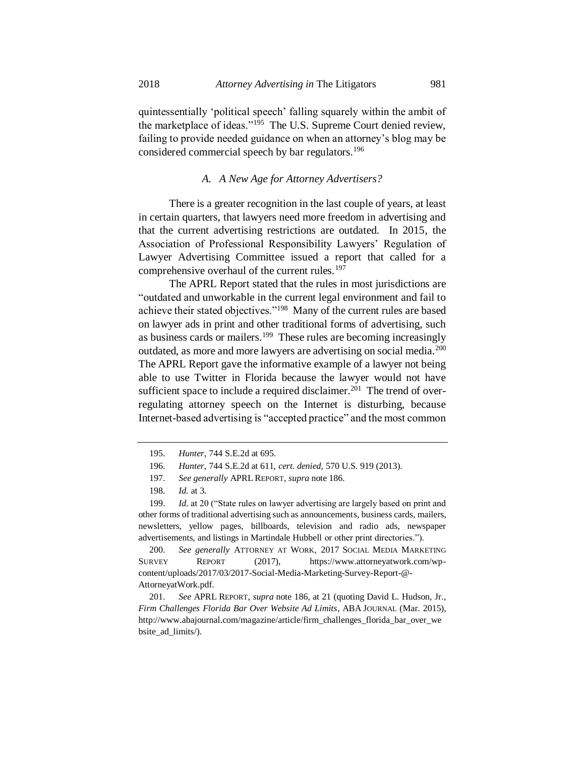quintessentially 'political speech' falling squarely within the ambit of the marketplace of ideas."[195] The U.S. Supreme Court denied review, failing to provide needed guidance on when an attorney's blog may be considered commercial speech by bar regulators.[196]

### *A. A New Age for Attorney Advertisers?*

There is a greater recognition in the last couple of years, at least in certain quarters, that lawyers need more freedom in advertising and that the current advertising restrictions are outdated. In 2015, the Association of Professional Responsibility Lawyers' Regulation of Lawyer Advertising Committee issued a report that called for a comprehensive overhaul of the current rules.[197]

The APRL Report stated that the rules in most jurisdictions are "outdated and unworkable in the current legal environment and fail to achieve their stated objectives."[198] Many of the current rules are based on lawyer ads in print and other traditional forms of advertising, such as business cards or mailers.[199] These rules are becoming increasingly outdated, as more and more lawyers are advertising on social media.[200] The APRL Report gave the informative example of a lawyer not being able to use Twitter in Florida because the lawyer would not have sufficient space to include a required disclaimer.[201] The trend of over-regulating attorney speech on the Internet is disturbing, because Internet-based advertising is "accepted practice" and the most common

---

195. *Hunter*, 744 S.E.2d at 695.

196. *Hunter*, 744 S.E.2d at 611, *cert. denied*, 570 U.S. 919 (2013).

197. *See generally* APRL REPORT, *supra* note 186.

198. *Id.* at 3.

199. *Id.* at 20 ("State rules on lawyer advertising are largely based on print and other forms of traditional advertising such as announcements, business cards, mailers, newsletters, yellow pages, billboards, television and radio ads, newspaper advertisements, and listings in Martindale Hubbell or other print directories.").

200. *See generally* ATTORNEY AT WORK, 2017 SOCIAL MEDIA MARKETING SURVEY REPORT (2017), https://www.attorneyatwork.com/wp-content/uploads/2017/03/2017-Social-Media-Marketing-Survey-Report-@-AttorneyatWork.pdf.

201. *See* APRL REPORT, *supra* note 186, at 21 (quoting David L. Hudson, Jr., *Firm Challenges Florida Bar Over Website Ad Limits*, ABA JOURNAL (Mar. 2015), http://www.abajournal.com/magazine/article/firm_challenges_florida_bar_over_website_ad_limits/).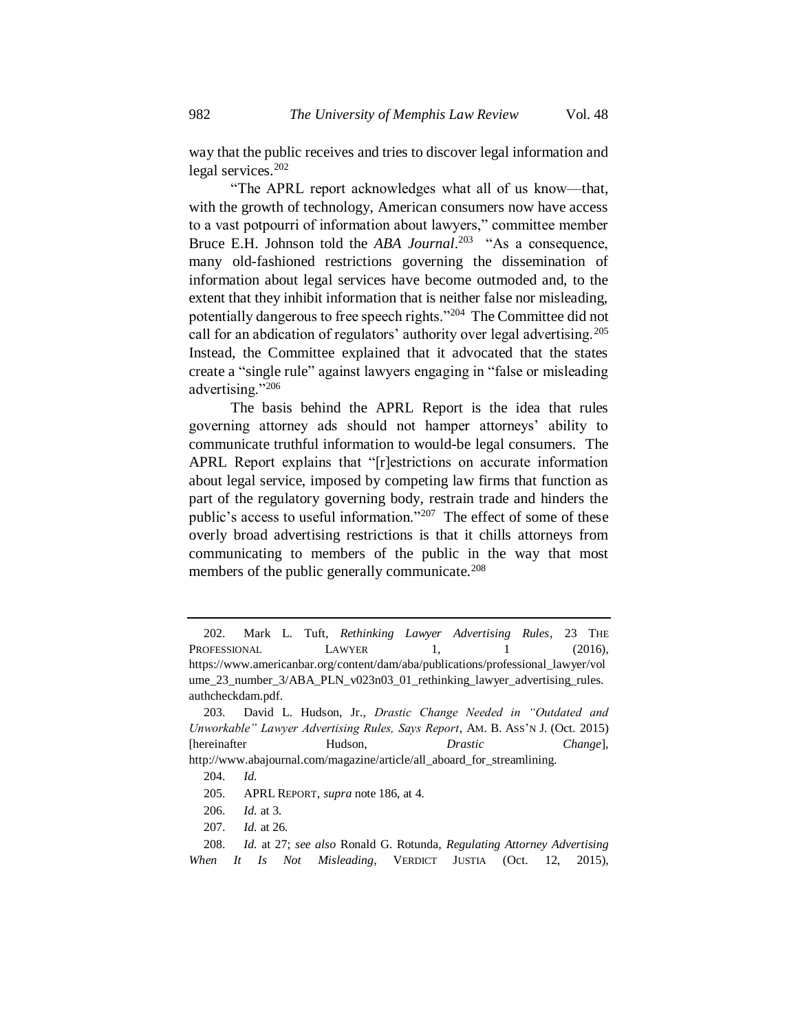way that the public receives and tries to discover legal information and legal services.[202]

"The APRL report acknowledges what all of us know—that, with the growth of technology, American consumers now have access to a vast potpourri of information about lawyers," committee member Bruce E.H. Johnson told the *ABA Journal*.[203] "As a consequence, many old-fashioned restrictions governing the dissemination of information about legal services have become outmoded and, to the extent that they inhibit information that is neither false nor misleading, potentially dangerous to free speech rights."[204] The Committee did not call for an abdication of regulators' authority over legal advertising.[205] Instead, the Committee explained that it advocated that the states create a "single rule" against lawyers engaging in "false or misleading advertising."[206]

The basis behind the APRL Report is the idea that rules governing attorney ads should not hamper attorneys' ability to communicate truthful information to would-be legal consumers. The APRL Report explains that "[r]estrictions on accurate information about legal service, imposed by competing law firms that function as part of the regulatory governing body, restrain trade and hinders the public's access to useful information."[207] The effect of some of these overly broad advertising restrictions is that it chills attorneys from communicating to members of the public in the way that most members of the public generally communicate.[208]

---

202. Mark L. Tuft, *Rethinking Lawyer Advertising Rules*, 23 THE PROFESSIONAL LAWYER 1, 1 (2016), https://www.americanbar.org/content/dam/aba/publications/professional_lawyer/volume_23_number_3/ABA_PLN_v023n03_01_rethinking_lawyer_advertising_rules.authcheckdam.pdf.

203. David L. Hudson, Jr., *Drastic Change Needed in "Outdated and Unworkable" Lawyer Advertising Rules, Says Report*, AM. B. ASS'N J. (Oct. 2015) [hereinafter Hudson, *Drastic Change*], http://www.abajournal.com/magazine/article/all_aboard_for_streamlining.

204. *Id.*

205. APRL REPORT, *supra* note 186, at 4.

206. *Id.* at 3.

207. *Id.* at 26.

208. *Id.* at 27; *see also* Ronald G. Rotunda, *Regulating Attorney Advertising When It Is Not Misleading*, VERDICT JUSTIA (Oct. 12, 2015),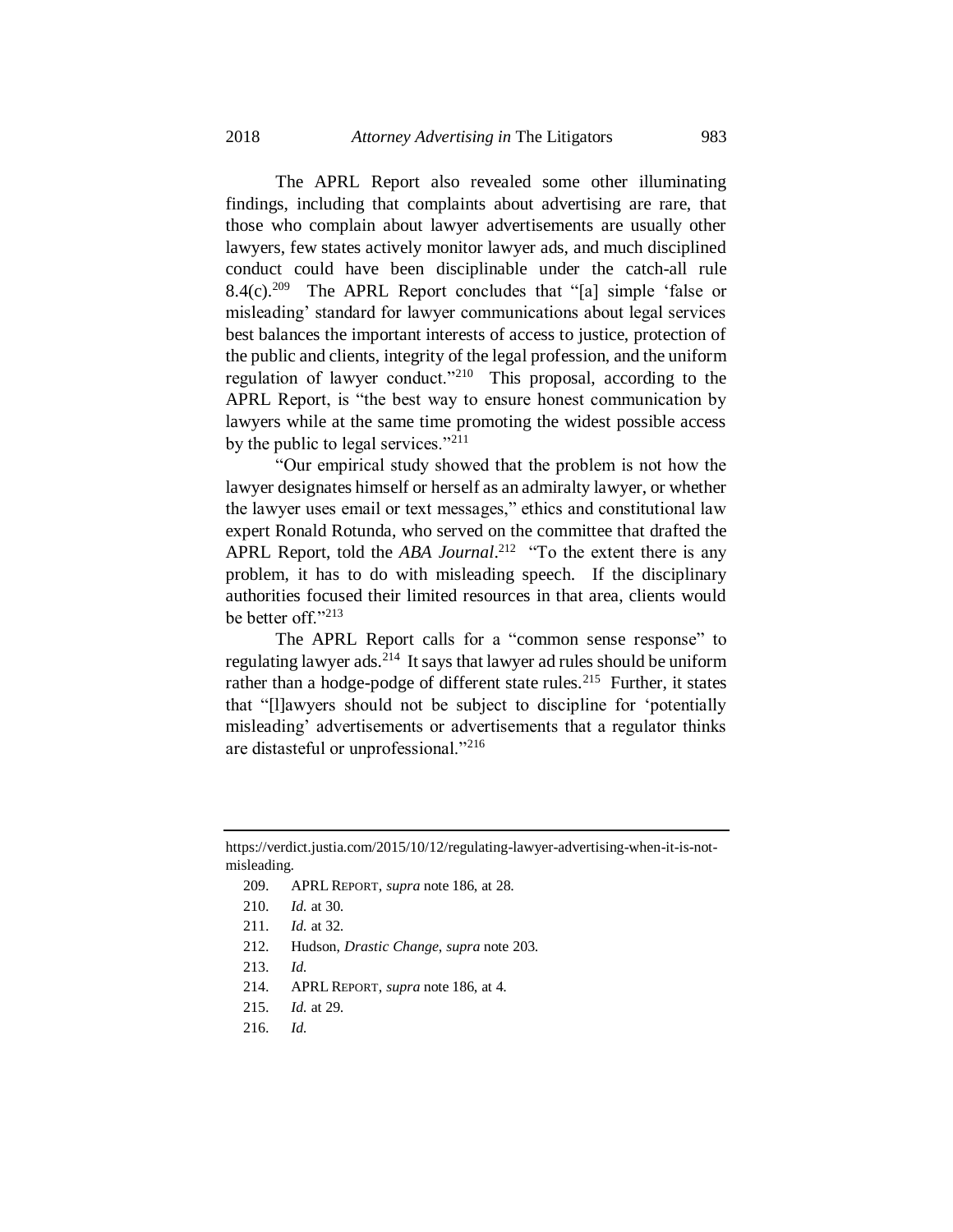The APRL Report also revealed some other illuminating findings, including that complaints about advertising are rare, that those who complain about lawyer advertisements are usually other lawyers, few states actively monitor lawyer ads, and much disciplined conduct could have been disciplinable under the catch-all rule 8.4(c).[209] The APRL Report concludes that "[a] simple 'false or misleading' standard for lawyer communications about legal services best balances the important interests of access to justice, protection of the public and clients, integrity of the legal profession, and the uniform regulation of lawyer conduct."[210] This proposal, according to the APRL Report, is "the best way to ensure honest communication by lawyers while at the same time promoting the widest possible access by the public to legal services."[211]

"Our empirical study showed that the problem is not how the lawyer designates himself or herself as an admiralty lawyer, or whether the lawyer uses email or text messages," ethics and constitutional law expert Ronald Rotunda, who served on the committee that drafted the APRL Report, told the *ABA Journal*.[212] "To the extent there is any problem, it has to do with misleading speech. If the disciplinary authorities focused their limited resources in that area, clients would be better off."[213]

The APRL Report calls for a "common sense response" to regulating lawyer ads.[214] It says that lawyer ad rules should be uniform rather than a hodge-podge of different state rules.[215] Further, it states that "[l]awyers should not be subject to discipline for 'potentially misleading' advertisements or advertisements that a regulator thinks are distasteful or unprofessional."[216]

---

https://verdict.justia.com/2015/10/12/regulating-lawyer-advertising-when-it-is-not-misleading.

209. APRL REPORT, *supra* note 186, at 28.

210. *Id.* at 30.

211. *Id.* at 32.

212. Hudson, *Drastic Change*, *supra* note 203.

213. *Id.*

214. APRL REPORT, *supra* note 186, at 4.

215. *Id.* at 29.

216. *Id.*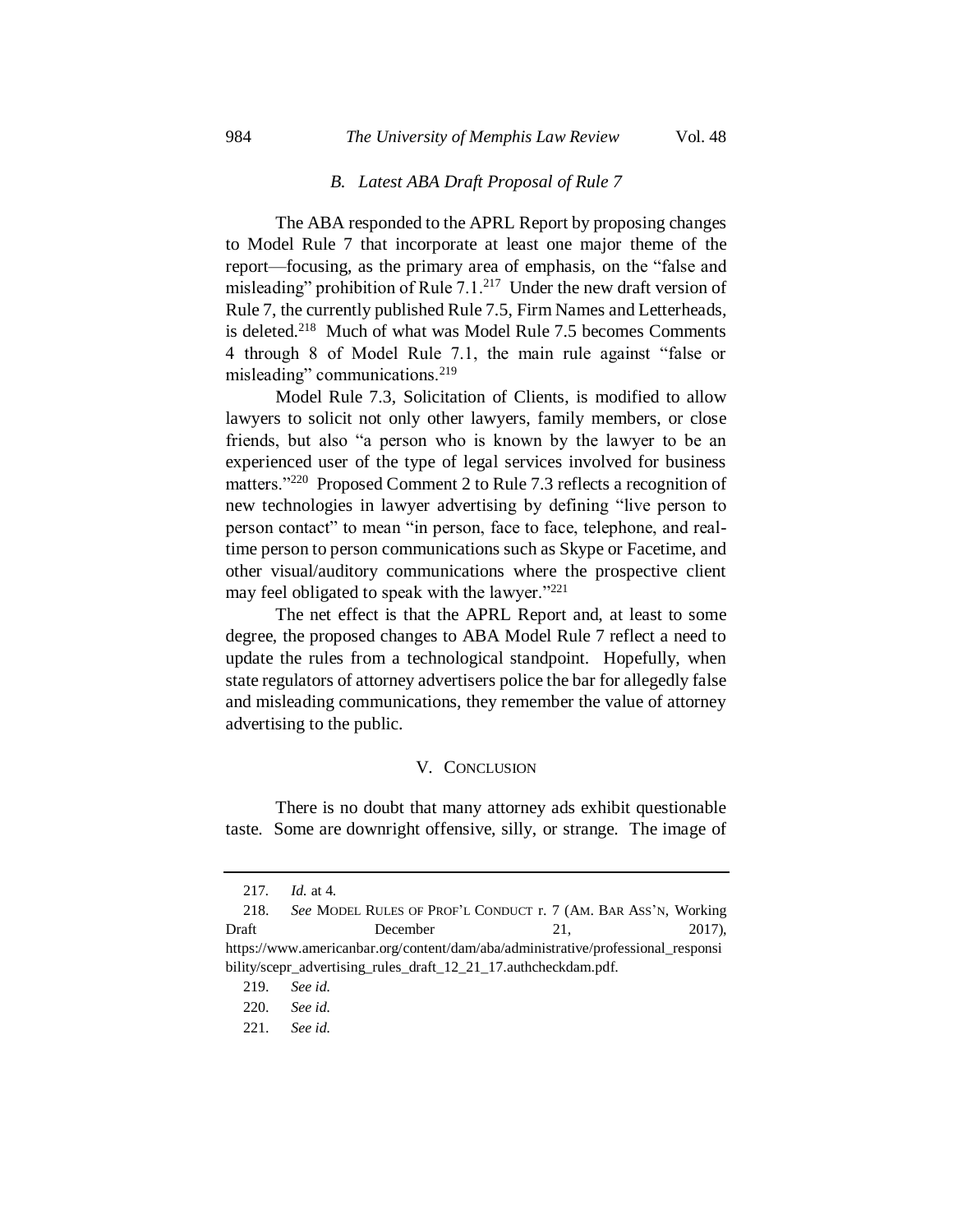### B. Latest ABA Draft Proposal of Rule 7

The ABA responded to the APRL Report by proposing changes to Model Rule 7 that incorporate at least one major theme of the report—focusing, as the primary area of emphasis, on the "false and misleading" prohibition of Rule 7.1.[217] Under the new draft version of Rule 7, the currently published Rule 7.5, Firm Names and Letterheads, is deleted.[218] Much of what was Model Rule 7.5 becomes Comments 4 through 8 of Model Rule 7.1, the main rule against "false or misleading" communications.[219]

Model Rule 7.3, Solicitation of Clients, is modified to allow lawyers to solicit not only other lawyers, family members, or close friends, but also "a person who is known by the lawyer to be an experienced user of the type of legal services involved for business matters."[220] Proposed Comment 2 to Rule 7.3 reflects a recognition of new technologies in lawyer advertising by defining "live person to person contact" to mean "in person, face to face, telephone, and real-time person to person communications such as Skype or Facetime, and other visual/auditory communications where the prospective client may feel obligated to speak with the lawyer."[221]

The net effect is that the APRL Report and, at least to some degree, the proposed changes to ABA Model Rule 7 reflect a need to update the rules from a technological standpoint. Hopefully, when state regulators of attorney advertisers police the bar for allegedly false and misleading communications, they remember the value of attorney advertising to the public.

## V. Conclusion

There is no doubt that many attorney ads exhibit questionable taste. Some are downright offensive, silly, or strange. The image of

---

217. *Id.* at 4.

218. *See* MODEL RULES OF PROF'L CONDUCT r. 7 (AM. BAR ASS'N, Working Draft December 21, 2017), https://www.americanbar.org/content/dam/aba/administrative/professional_responsibility/scepr_advertising_rules_draft_12_21_17.authcheckdam.pdf.

219. *See id.*

220. *See id.*

221. *See id.*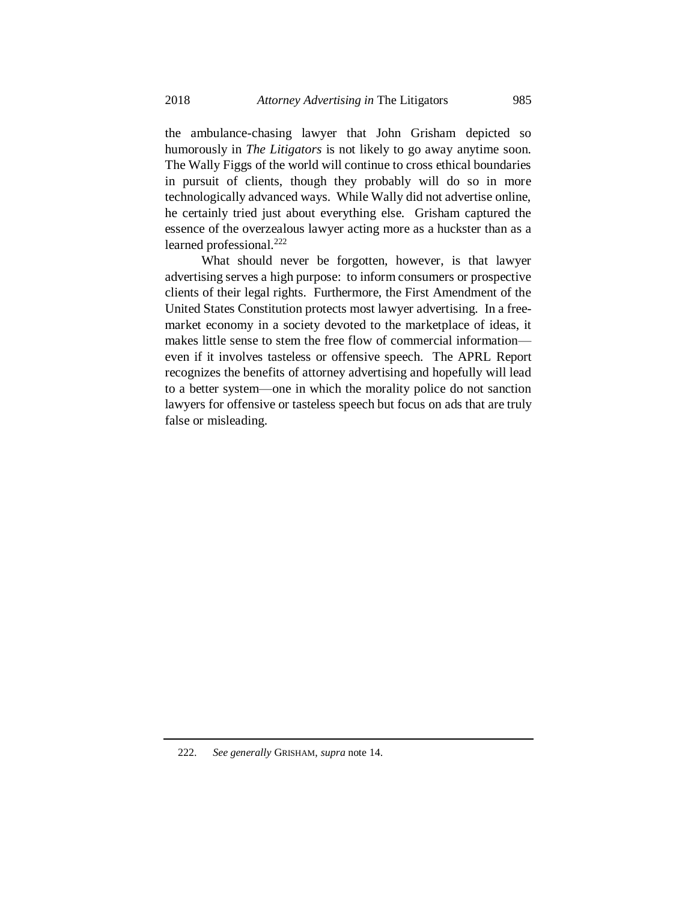the ambulance-chasing lawyer that John Grisham depicted so humorously in *The Litigators* is not likely to go away anytime soon. The Wally Figgs of the world will continue to cross ethical boundaries in pursuit of clients, though they probably will do so in more technologically advanced ways. While Wally did not advertise online, he certainly tried just about everything else. Grisham captured the essence of the overzealous lawyer acting more as a huckster than as a learned professional.[222]

What should never be forgotten, however, is that lawyer advertising serves a high purpose: to inform consumers or prospective clients of their legal rights. Furthermore, the First Amendment of the United States Constitution protects most lawyer advertising. In a free-market economy in a society devoted to the marketplace of ideas, it makes little sense to stem the free flow of commercial information—even if it involves tasteless or offensive speech. The APRL Report recognizes the benefits of attorney advertising and hopefully will lead to a better system—one in which the morality police do not sanction lawyers for offensive or tasteless speech but focus on ads that are truly false or misleading.

---

222. *See generally* GRISHAM, *supra* note 14.